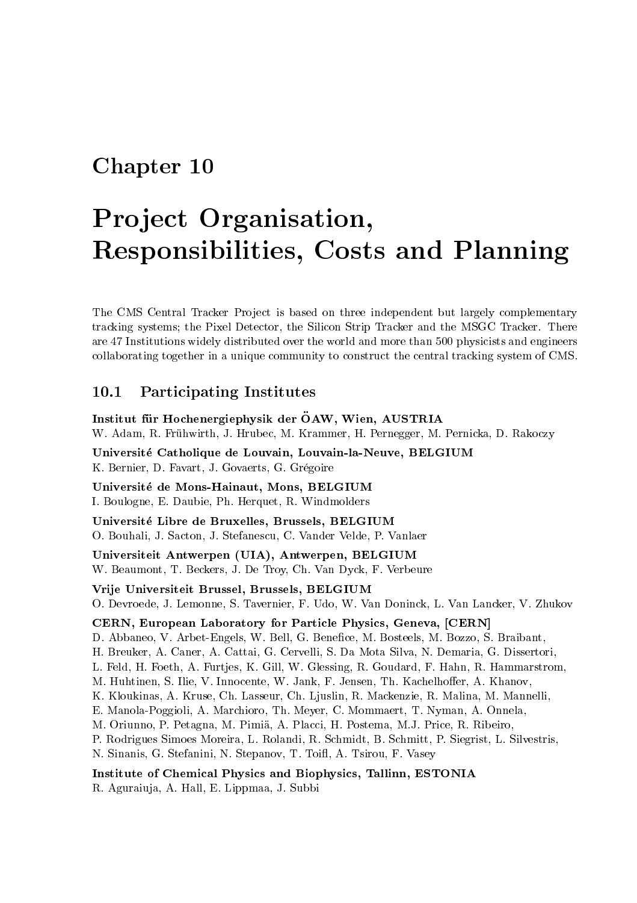# Chapter 10

# Project Organisation, Responsibilities, Costs and Planning

The CMS Central Tracker Project is based on three independent but largely complementary tracking systems; the Pixel Detector, the Silicon Strip Tracker and the MSGC Tracker. There are 47 Institutions widely distributed over the world and more than 500 physicists and engineers collaborating together in a unique community to construct the central tracking system of CMS.

## 10.1 Participating Institutes

**Institut für Hochenergiephysik der ÖAW, Wien, AUSTRIA**
W. Adam, R. Frühwirth, J. Hrubec, M. Krammer, H. Pernegger, M. Pernicka, D. Rakoczy

**Université Catholique de Louvain, Louvain-la-Neuve, BELGIUM**
K. Bernier, D. Favart, J. Govaerts, G. Grégoire

**Université de Mons-Hainaut, Mons, BELGIUM**
I. Boulogne, E. Daubie, Ph. Herquet, R. Windmolders

**Université Libre de Bruxelles, Brussels, BELGIUM**
O. Bouhali, J. Sacton, J. Stefanescu, C. Vander Velde, P. Vanlaer

**Universiteit Antwerpen (UIA), Antwerpen, BELGIUM**
W. Beaumont, T. Beckers, J. De Troy, Ch. Van Dyck, F. Verbeure

**Vrije Universiteit Brussel, Brussels, BELGIUM**
O. Devroede, J. Lemonne, S. Tavernier, F. Udo, W. Van Doninck, L. Van Lancker, V. Zhukov

**CERN, European Laboratory for Particle Physics, Geneva, [CERN]**
D. Abbaneo, V. Arbet-Engels, W. Bell, G. Benefice, M. Bosteels, M. Bozzo, S. Braibant, H. Breuker, A. Caner, A. Cattai, G. Cervelli, S. Da Mota Silva, N. Demaria, G. Dissertori, L. Feld, H. Foeth, A. Furtjes, K. Gill, W. Glessing, R. Goudard, F. Hahn, R. Hammarstrom, M. Huhtinen, S. Ilie, V. Innocente, W. Jank, F. Jensen, Th. Kachelhoffer, A. Khanov, K. Kloukinas, A. Kruse, Ch. Lasseur, Ch. Ljuslin, R. Mackenzie, R. Malina, M. Mannelli, E. Manola-Poggioli, A. Marchioro, Th. Meyer, C. Mommaert, T. Nyman, A. Onnela, M. Oriunno, P. Petagna, M. Pimiä, A. Placci, H. Postema, M.J. Price, R. Ribeiro, P. Rodrigues Simoes Moreira, L. Rolandi, R. Schmidt, B. Schmitt, P. Siegrist, L. Silvestris, N. Sinanis, G. Stefanini, N. Stepanov, T. Toifl, A. Tsirou, F. Vasey

**Institute of Chemical Physics and Biophysics, Tallinn, ESTONIA**
R. Aguraiuja, A. Hall, E. Lippmaa, J. Subbi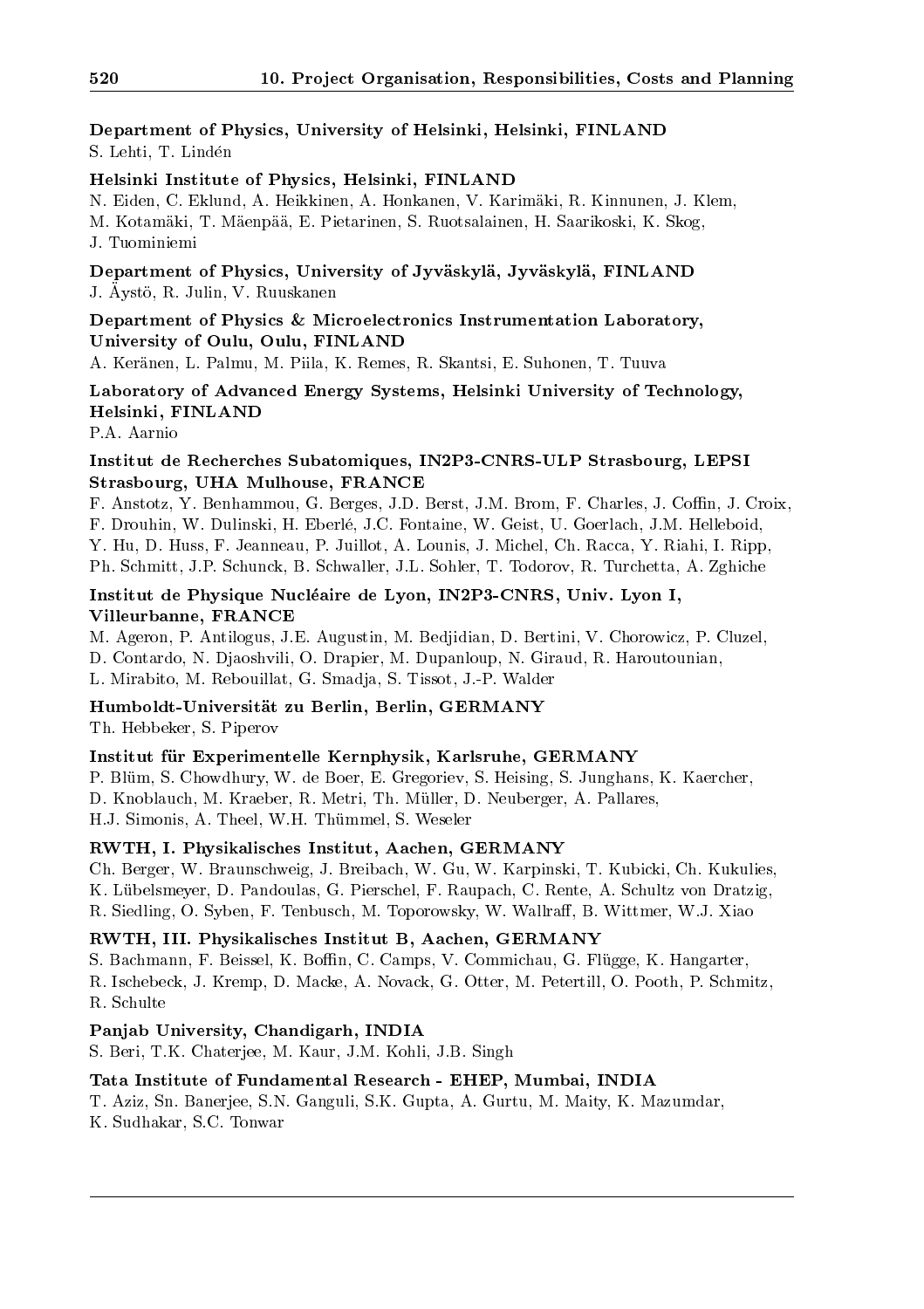**Department of Physics, University of Helsinki, Helsinki, FINLAND**
S. Lehti, T. Lindén

**Helsinki Institute of Physics, Helsinki, FINLAND**
N. Eiden, C. Eklund, A. Heikkinen, A. Honkanen, V. Karimäki, R. Kinnunen, J. Klem, M. Kotamäki, T. Mäenpää, E. Pietarinen, S. Ruotsalainen, H. Saarikoski, K. Skog, J. Tuominiemi

**Department of Physics, University of Jyväskylä, Jyväskylä, FINLAND**
J. Äystö, R. Julin, V. Ruuskanen

**Department of Physics & Microelectronics Instrumentation Laboratory, University of Oulu, Oulu, FINLAND**
A. Keränen, L. Palmu, M. Piila, K. Remes, R. Skantsi, E. Suhonen, T. Tuuva

**Laboratory of Advanced Energy Systems, Helsinki University of Technology, Helsinki, FINLAND**
P.A. Aarnio

**Institut de Recherches Subatomiques, IN2P3-CNRS-ULP Strasbourg, LEPSI Strasbourg, UHA Mulhouse, FRANCE**
F. Anstotz, Y. Benhammou, G. Berges, J.D. Berst, J.M. Brom, F. Charles, J. Coffin, J. Croix, F. Drouhin, W. Dulinski, H. Eberlé, J.C. Fontaine, W. Geist, U. Goerlach, J.M. Helleboid, Y. Hu, D. Huss, F. Jeanneau, P. Juillot, A. Lounis, J. Michel, Ch. Racca, Y. Riahi, I. Ripp, Ph. Schmitt, J.P. Schunck, B. Schwaller, J.L. Sohler, T. Todorov, R. Turchetta, A. Zghiche

**Institut de Physique Nucléaire de Lyon, IN2P3-CNRS, Univ. Lyon I, Villeurbanne, FRANCE**
M. Ageron, P. Antilogus, J.E. Augustin, M. Bedjidian, D. Bertini, V. Chorowicz, P. Cluzel, D. Contardo, N. Djaoshvili, O. Drapier, M. Dupanloup, N. Giraud, R. Haroutounian, L. Mirabito, M. Rebouillat, G. Smadja, S. Tissot, J.-P. Walder

**Humboldt-Universität zu Berlin, Berlin, GERMANY**
Th. Hebbeker, S. Piperov

**Institut für Experimentelle Kernphysik, Karlsruhe, GERMANY**
P. Blüm, S. Chowdhury, W. de Boer, E. Gregoriev, S. Heising, S. Junghans, K. Kaercher, D. Knoblauch, M. Kraeber, R. Metri, Th. Müller, D. Neuberger, A. Pallares, H.J. Simonis, A. Theel, W.H. Thümmel, S. Weseler

**RWTH, I. Physikalisches Institut, Aachen, GERMANY**
Ch. Berger, W. Braunschweig, J. Breibach, W. Gu, W. Karpinski, T. Kubicki, Ch. Kukulies, K. Lübelsmeyer, D. Pandoulas, G. Pierschel, F. Raupach, C. Rente, A. Schultz von Dratzig, R. Siedling, O. Syben, F. Tenbusch, M. Toporowsky, W. Wallraff, B. Wittmer, W.J. Xiao

**RWTH, III. Physikalisches Institut B, Aachen, GERMANY**
S. Bachmann, F. Beissel, K. Boffin, C. Camps, V. Commichau, G. Flügge, K. Hangarter, R. Ischebeck, J. Kremp, D. Macke, A. Novack, G. Otter, M. Petertill, O. Pooth, P. Schmitz, R. Schulte

**Panjab University, Chandigarh, INDIA**
S. Beri, T.K. Chaterjee, M. Kaur, J.M. Kohli, J.B. Singh

**Tata Institute of Fundamental Research - EHEP, Mumbai, INDIA**
T. Aziz, Sn. Banerjee, S.N. Ganguli, S.K. Gupta, A. Gurtu, M. Maity, K. Mazumdar, K. Sudhakar, S.C. Tonwar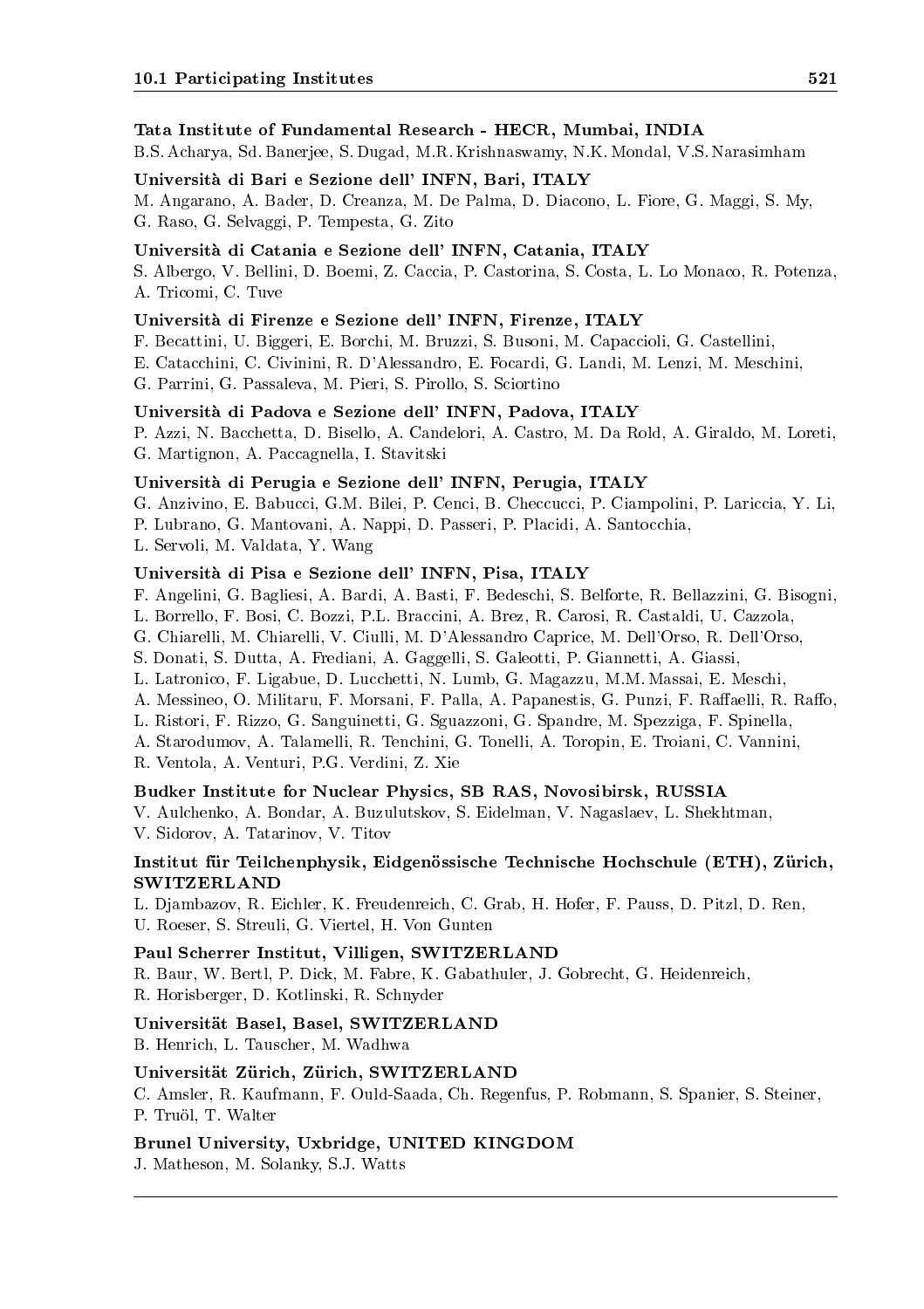**Tata Institute of Fundamental Research - HECR, Mumbai, INDIA**
B.S. Acharya, Sd. Banerjee, S. Dugad, M.R. Krishnaswamy, N.K. Mondal, V.S. Narasimham

**Università di Bari e Sezione dell' INFN, Bari, ITALY**
M. Angarano, A. Bader, D. Creanza, M. De Palma, D. Diacono, L. Fiore, G. Maggi, S. My, G. Raso, G. Selvaggi, P. Tempesta, G. Zito

**Università di Catania e Sezione dell' INFN, Catania, ITALY**
S. Albergo, V. Bellini, D. Boemi, Z. Caccia, P. Castorina, S. Costa, L. Lo Monaco, R. Potenza, A. Tricomi, C. Tuve

**Università di Firenze e Sezione dell' INFN, Firenze, ITALY**
F. Becattini, U. Biggeri, E. Borchi, M. Bruzzi, S. Busoni, M. Capaccioli, G. Castellini, E. Catacchini, C. Civinini, R. D'Alessandro, E. Focardi, G. Landi, M. Lenzi, M. Meschini, G. Parrini, G. Passaleva, M. Pieri, S. Pirollo, S. Sciortino

**Università di Padova e Sezione dell' INFN, Padova, ITALY**
P. Azzi, N. Bacchetta, D. Bisello, A. Candelori, A. Castro, M. Da Rold, A. Giraldo, M. Loreti, G. Martignon, A. Paccagnella, I. Stavitski

**Università di Perugia e Sezione dell' INFN, Perugia, ITALY**
G. Anzivino, E. Babucci, G.M. Bilei, P. Cenci, B. Checcucci, P. Ciampolini, P. Lariccia, Y. Li, P. Lubrano, G. Mantovani, A. Nappi, D. Passeri, P. Placidi, A. Santocchia, L. Servoli, M. Valdata, Y. Wang

**Università di Pisa e Sezione dell' INFN, Pisa, ITALY**
F. Angelini, G. Bagliesi, A. Bardi, A. Basti, F. Bedeschi, S. Belforte, R. Bellazzini, G. Bisogni, L. Borrello, F. Bosi, C. Bozzi, P.L. Braccini, A. Brez, R. Carosi, R. Castaldi, U. Cazzola, G. Chiarelli, M. Chiarelli, V. Ciulli, M. D'Alessandro Caprice, M. Dell'Orso, R. Dell'Orso, S. Donati, S. Dutta, A. Frediani, A. Gaggelli, S. Galeotti, P. Giannetti, A. Giassi, L. Latronico, F. Ligabue, D. Lucchetti, N. Lumb, G. Magazzu, M.M. Massai, E. Meschi, A. Messineo, O. Militaru, F. Morsani, F. Palla, A. Papanestis, G. Punzi, F. Raffaelli, R. Raffo, L. Ristori, F. Rizzo, G. Sanguinetti, G. Sguazzoni, G. Spandre, M. Spezziga, F. Spinella, A. Starodumov, A. Talamelli, R. Tenchini, G. Tonelli, A. Toropin, E. Troiani, C. Vannini, R. Ventola, A. Venturi, P.G. Verdini, Z. Xie

**Budker Institute for Nuclear Physics, SB RAS, Novosibirsk, RUSSIA**
V. Aulchenko, A. Bondar, A. Buzulutskov, S. Eidelman, V. Nagaslaev, L. Shekhtman, V. Sidorov, A. Tatarinov, V. Titov

**Institut für Teilchenphysik, Eidgenössische Technische Hochschule (ETH), Zürich, SWITZERLAND**
L. Djambazov, R. Eichler, K. Freudenreich, C. Grab, H. Hofer, F. Pauss, D. Pitzl, D. Ren, U. Roeser, S. Streuli, G. Viertel, H. Von Gunten

**Paul Scherrer Institut, Villigen, SWITZERLAND**
R. Baur, W. Bertl, P. Dick, M. Fabre, K. Gabathuler, J. Gobrecht, G. Heidenreich, R. Horisberger, D. Kotlinski, R. Schnyder

**Universität Basel, Basel, SWITZERLAND**
B. Henrich, L. Tauscher, M. Wadhwa

**Universität Zürich, Zürich, SWITZERLAND**
C. Amsler, R. Kaufmann, F. Ould-Saada, Ch. Regenfus, P. Robmann, S. Spanier, S. Steiner, P. Truöl, T. Walter

**Brunel University, Uxbridge, UNITED KINGDOM**
J. Matheson, M. Solanky, S.J. Watts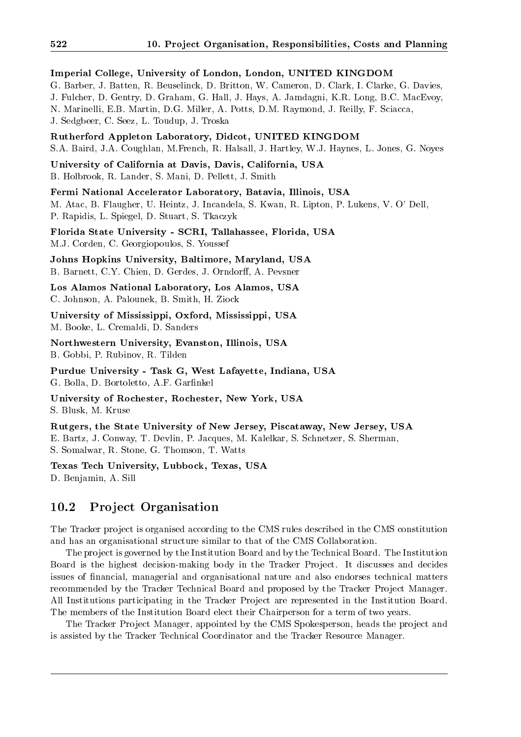**Imperial College, University of London, London, UNITED KINGDOM**
G. Barber, J. Batten, R. Beuselinck, D. Britton, W. Cameron, D. Clark, I. Clarke, G. Davies, J. Fulcher, D. Gentry, D. Graham, G. Hall, J. Hays, A. Jamdagni, K.R. Long, B.C. MacEvoy, N. Marinelli, E.B. Martin, D.G. Miller, A. Potts, D.M. Raymond, J. Reilly, F. Sciacca, J. Sedgbeer, C. Seez, L. Toudup, J. Troska

**Rutherford Appleton Laboratory, Didcot, UNITED KINGDOM**
S.A. Baird, J.A. Coughlan, M.French, R. Halsall, J. Hartley, W.J. Haynes, L. Jones, G. Noyes

**University of California at Davis, Davis, California, USA**
B. Holbrook, R. Lander, S. Mani, D. Pellett, J. Smith

**Fermi National Accelerator Laboratory, Batavia, Illinois, USA**
M. Atac, B. Flaugher, U. Heintz, J. Incandela, S. Kwan, R. Lipton, P. Lukens, V. O' Dell, P. Rapidis, L. Spiegel, D. Stuart, S. Tkaczyk

**Florida State University - SCRI, Tallahassee, Florida, USA**
M.J. Corden, C. Georgiopoulos, S. Youssef

**Johns Hopkins University, Baltimore, Maryland, USA**
B. Barnett, C.Y. Chien, D. Gerdes, J. Orndorff, A. Pevsner

**Los Alamos National Laboratory, Los Alamos, USA**
C. Johnson, A. Palounek, B. Smith, H. Ziock

**University of Mississippi, Oxford, Mississippi, USA**
M. Booke, L. Cremaldi, D. Sanders

**Northwestern University, Evanston, Illinois, USA**
B. Gobbi, P. Rubinov, R. Tilden

**Purdue University - Task G, West Lafayette, Indiana, USA**
G. Bolla, D. Bortoletto, A.F. Garfinkel

**University of Rochester, Rochester, New York, USA**
S. Blusk, M. Kruse

**Rutgers, the State University of New Jersey, Piscataway, New Jersey, USA**
E. Bartz, J. Conway, T. Devlin, P. Jacques, M. Kalelkar, S. Schnetzer, S. Sherman, S. Somalwar, R. Stone, G. Thomson, T. Watts

**Texas Tech University, Lubbock, Texas, USA**
D. Benjamin, A. Sill

## 10.2 Project Organisation

The Tracker project is organised according to the CMS rules described in the CMS constitution and has an organisational structure similar to that of the CMS Collaboration.

The project is governed by the Institution Board and by the Technical Board. The Institution Board is the highest decision-making body in the Tracker Project. It discusses and decides issues of financial, managerial and organisational nature and also endorses technical matters recommended by the Tracker Technical Board and proposed by the Tracker Project Manager. All Institutions participating in the Tracker Project are represented in the Institution Board. The members of the Institution Board elect their Chairperson for a term of two years.

The Tracker Project Manager, appointed by the CMS Spokesperson, heads the project and is assisted by the Tracker Technical Coordinator and the Tracker Resource Manager.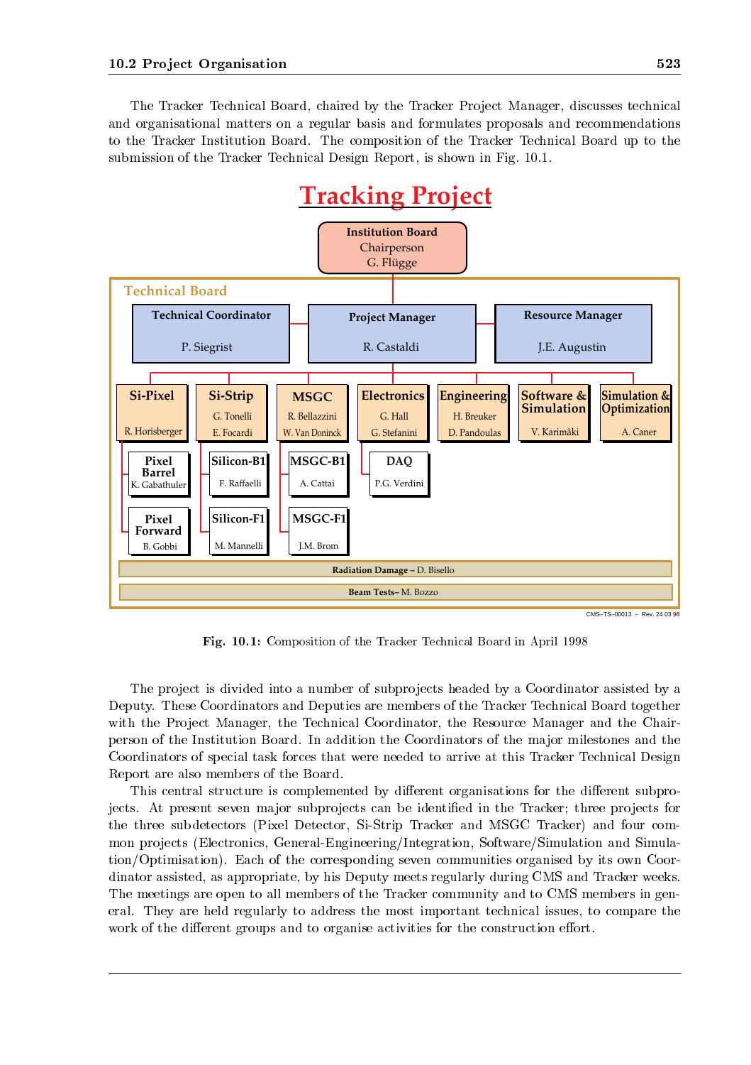The Tracker Technical Board, chaired by the Tracker Project Manager, discusses technical and organisational matters on a regular basis and formulates proposals and recommendations to the Tracker Institution Board. The composition of the Tracker Technical Board up to the submission of the Tracker Technical Design Report, is shown in Fig. 10.1.

**Tracking Project**

**Institution Board**
Chairperson
G. Flügge

**Technical Board**

- **Technical Coordinator** – P. Siegrist
- **Project Manager** – R. Castaldi
- **Resource Manager** – J.E. Augustin

- **Si-Pixel** – R. Horisberger
  - **Pixel Barrel** – K. Gabathuler
  - **Pixel Forward** – B. Gobbi
- **Si-Strip** – G. Tonelli, E. Focardi
  - **Silicon-B1** – F. Raffaelli
  - **Silicon-F1** – M. Mannelli
- **MSGC** – R. Bellazzini, W. Van Doninck
  - **MSGC-B1** – A. Cattai
  - **MSGC-F1** – J.M. Brom
- **Electronics** – G. Hall, G. Stefanini
  - **DAQ** – P.G. Verdini
- **Engineering** – H. Breuker, D. Pandoulas
- **Software & Simulation** – V. Karimäki
- **Simulation & Optimization** – A. Caner

**Radiation Damage** – D. Bisello

**Beam Tests** – M. Bozzo

CMS–TS–00013 – Rev. 24 03 98

**Fig. 10.1:** Composition of the Tracker Technical Board in April 1998

The project is divided into a number of subprojects headed by a Coordinator assisted by a Deputy. These Coordinators and Deputies are members of the Tracker Technical Board together with the Project Manager, the Technical Coordinator, the Resource Manager and the Chairperson of the Institution Board. In addition the Coordinators of the major milestones and the Coordinators of special task forces that were needed to arrive at this Tracker Technical Design Report are also members of the Board.

This central structure is complemented by different organisations for the different subprojects. At present seven major subprojects can be identified in the Tracker; three projects for the three subdetectors (Pixel Detector, Si-Strip Tracker and MSGC Tracker) and four common projects (Electronics, General-Engineering/Integration, Software/Simulation and Simulation/Optimisation). Each of the corresponding seven communities organised by its own Coordinator assisted, as appropriate, by his Deputy meets regularly during CMS and Tracker weeks. The meetings are open to all members of the Tracker community and to CMS members in general. They are held regularly to address the most important technical issues, to compare the work of the different groups and to organise activities for the construction effort.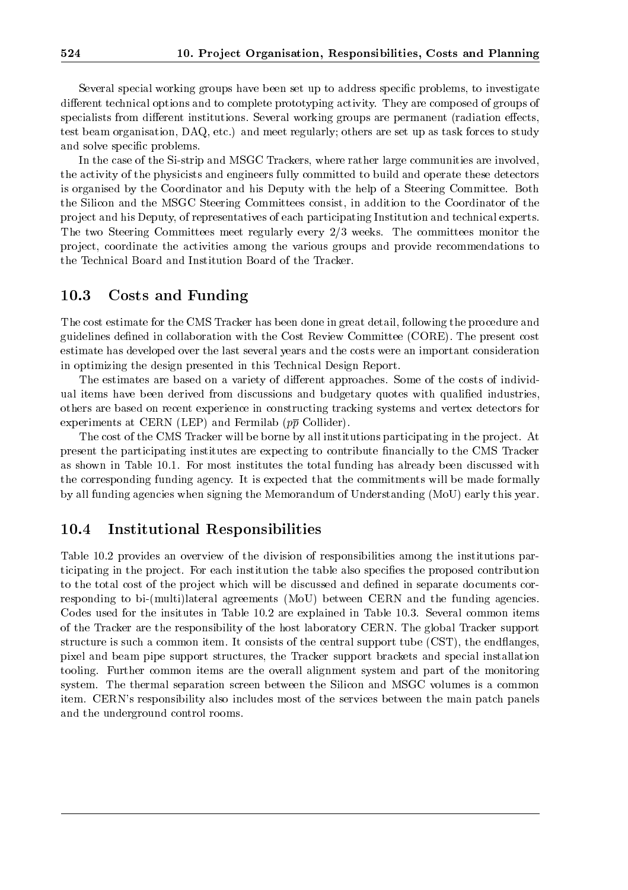Several special working groups have been set up to address specific problems, to investigate different technical options and to complete prototyping activity. They are composed of groups of specialists from different institutions. Several working groups are permanent (radiation effects, test beam organisation, DAQ, etc.) and meet regularly; others are set up as task forces to study and solve specific problems.

In the case of the Si-strip and MSGC Trackers, where rather large communities are involved, the activity of the physicists and engineers fully committed to build and operate these detectors is organised by the Coordinator and his Deputy with the help of a Steering Committee. Both the Silicon and the MSGC Steering Committees consist, in addition to the Coordinator of the project and his Deputy, of representatives of each participating Institution and technical experts. The two Steering Committees meet regularly every 2/3 weeks. The committees monitor the project, coordinate the activities among the various groups and provide recommendations to the Technical Board and Institution Board of the Tracker.

## 10.3 Costs and Funding

The cost estimate for the CMS Tracker has been done in great detail, following the procedure and guidelines defined in collaboration with the Cost Review Committee (CORE). The present cost estimate has developed over the last several years and the costs were an important consideration in optimizing the design presented in this Technical Design Report.

The estimates are based on a variety of different approaches. Some of the costs of individual items have been derived from discussions and budgetary quotes with qualified industries, others are based on recent experience in constructing tracking systems and vertex detectors for experiments at CERN (LEP) and Fermilab ($p\overline{p}$ Collider).

The cost of the CMS Tracker will be borne by all institutions participating in the project. At present the participating institutes are expecting to contribute financially to the CMS Tracker as shown in Table 10.1. For most institutes the total funding has already been discussed with the corresponding funding agency. It is expected that the commitments will be made formally by all funding agencies when signing the Memorandum of Understanding (MoU) early this year.

## 10.4 Institutional Responsibilities

Table 10.2 provides an overview of the division of responsibilities among the institutions participating in the project. For each institution the table also specifies the proposed contribution to the total cost of the project which will be discussed and defined in separate documents corresponding to bi-(multi)lateral agreements (MoU) between CERN and the funding agencies. Codes used for the insitutes in Table 10.2 are explained in Table 10.3. Several common items of the Tracker are the responsibility of the host laboratory CERN. The global Tracker support structure is such a common item. It consists of the central support tube (CST), the endflanges, pixel and beam pipe support structures, the Tracker support brackets and special installation tooling. Further common items are the overall alignment system and part of the monitoring system. The thermal separation screen between the Silicon and MSGC volumes is a common item. CERN's responsibility also includes most of the services between the main patch panels and the underground control rooms.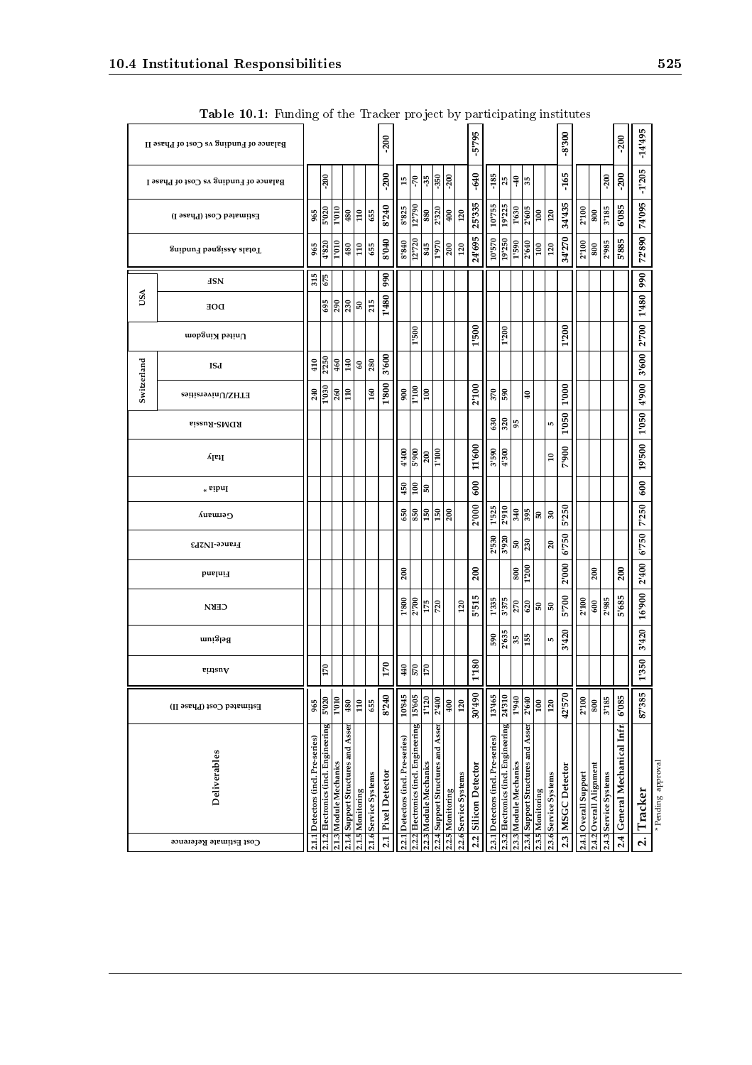**Table 10.1:** Funding of the Tracker project by participating institutes

| Cost Estimate Reference | Deliverables | Estimated Cost (Phase II) | Austria | Belgium | CERN | Finland | France-IN2P3 | Germany | India * | Italy | RDMS-Russia | Switzerland | | United Kingdom | USA | | Totals Assigned Funding | Estimated Cost (Phase I) | Balance of Funding vs Cost of Phase I | Balance of Funding vs Cost of Phase II |
|---|---|---|---|---|---|---|---|---|---|---|---|---|---|---|---|---|---|---|---|---|
| | | | | | | | | | | | | ETHZ/Universities | PSI | | DOE | NSF | | | | |
| 2.1.1 | Detectors (incl. Pre-series) | 965 | | | | | | | | | | 240 | 410 | | | 315 | 965 | 965 | | |
| 2.1.2 | Electronics (incl. Engineering) | 5'020 | 170 | | | | | | | | | 1'030 | 2'250 | | 695 | 675 | 4'820 | 5'020 | -200 | |
| 2.1.3 | Module Mechanics | 1'010 | | | | | | | | | | 260 | 460 | | 290 | | 1'010 | 1'010 | | |
| 2.1.4 | Support Structures and Assembly | 480 | | | | | | | | | | 110 | 140 | | 230 | | 480 | 480 | | |
| 2.1.5 | Monitoring | 110 | | | | | | | | | | | 60 | | 50 | | 110 | 110 | | |
| 2.1.6 | Service Systems | 655 | | | | | | | | | | 160 | 280 | | 215 | | 655 | 655 | | |
| **2.1** | **Pixel Detector** | **8'240** | **170** | | | | | | | | | **1'800** | **3'600** | | **1'480** | **990** | **8'040** | **8'240** | **-200** | **-200** |
| 2.2.1 | Detectors (incl. Pre-series) | 10'845 | 440 | | 1'800 | 200 | | 650 | 450 | 4'400 | | 900 | | | | | 8'840 | 8'825 | 15 | |
| 2.2.2 | Electronics (incl. Engineering) | 15'605 | 570 | | 2'700 | | | 850 | 100 | 5'900 | | 1'100 | | 1'500 | | | 12'720 | 12'790 | -70 | |
| 2.2.3 | Module Mechanics | 1'120 | 170 | | 175 | | | 150 | 50 | 200 | | 100 | | | | | 845 | 880 | -35 | |
| 2.2.4 | Support Structures and Assembly | 2'400 | | | 720 | | | 150 | | 1'100 | | | | | | | 1'970 | 2'320 | -350 | |
| 2.2.5 | Monitoring | 400 | | | | | | 200 | | | | | | | | | 200 | 400 | -200 | |
| 2.2.6 | Service Systems | 120 | | | 120 | | | | | | | | | | | | 120 | 120 | | |
| **2.2** | **Silicon Detector** | **30'490** | **1'180** | | **5'515** | **200** | | **2'000** | **600** | **11'600** | | **2'100** | | **1'500** | | | **24'695** | **25'335** | **-640** | **-5'795** |
| 2.3.1 | Detectors (incl. Pre-series) | 13'465 | | 590 | 1'335 | | 2'530 | 1'525 | | 3'590 | 630 | 370 | | | | | 10'570 | 10'755 | -185 | |
| 2.3.2 | Electronics (incl. Engineering) | 24'310 | | 2'635 | 3'375 | | 3'920 | 2'910 | | 4'300 | 320 | 590 | | 1'200 | | | 19'250 | 19'225 | 25 | |
| 2.3.3 | Module Mechanics | 1'940 | | 35 | 270 | 800 | 50 | 340 | | | 95 | | | | | | 1'590 | 1'630 | -40 | |
| 2.3.4 | Support Structures and Assembly | 2'640 | | 155 | 620 | 1'200 | 230 | 395 | | | | 40 | | | | | 2'640 | 2'605 | 35 | |
| 2.3.5 | Monitoring | 100 | | | 50 | | | 50 | | | | | | | | | 100 | 100 | | |
| 2.3.6 | Service Systems | 120 | | 5 | 50 | | 20 | 30 | | 10 | 5 | | | | | | 120 | 120 | | |
| **2.3** | **MSGC Detector** | **42'570** | | **3'420** | **5'700** | **2'000** | **6'750** | **5'250** | | **7'900** | **1'050** | **1'000** | | **1'200** | | | **34'270** | **34'435** | **-165** | **-8'300** |
| 2.4.1 | Overall Support | 2'100 | | | 2'100 | | | | | | | | | | | | 2'100 | 2'100 | | |
| 2.4.2 | Overall Alignment | 800 | | | 600 | 200 | | | | | | | | | | | 800 | 800 | | |
| 2.4.3 | Service Systems | 3'185 | | | 2'985 | | | | | | | | | | | | 2'985 | 3'185 | -200 | |
| **2.4** | **General Mechanical Infr** | **6'085** | | | **5'685** | **200** | | | | | | | | | | | **5'885** | **6'085** | **-200** | **-200** |
| **2.** | **Tracker** | **87'385** | **1'350** | **3'420** | **16'900** | **2'400** | **6'750** | **7'250** | **600** | **19'500** | **1'050** | **4'900** | **3'600** | **2'700** | **1'480** | **990** | **72'890** | **74'095** | **-1'205** | **-14'495** |

* Pending approval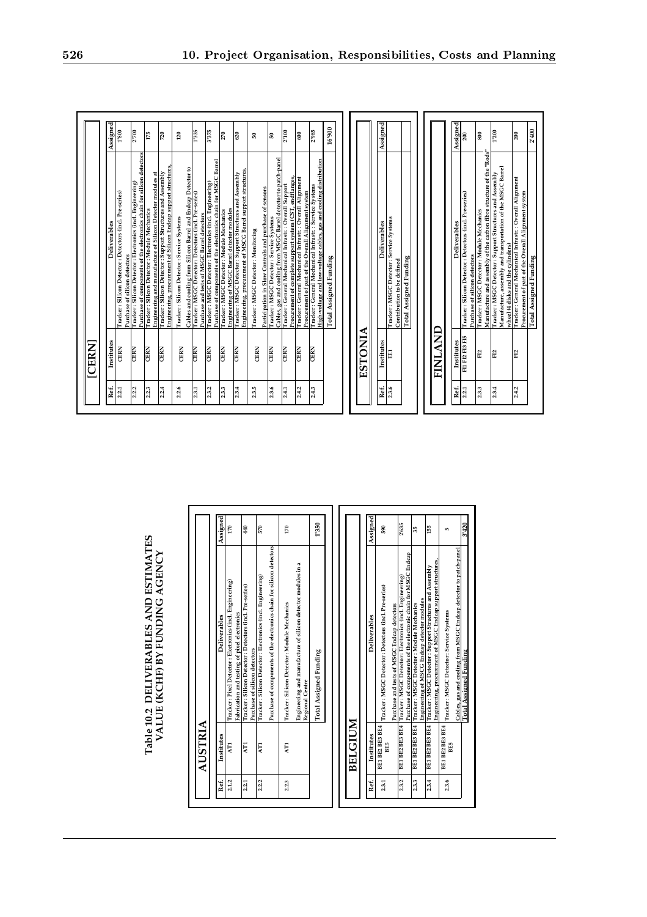## Table 10.2 DELIVERABLES AND ESTIMATES VALUE (KCHF) BY FUNDING AGENCY

### AUSTRIA

| Ref. | Institutes | Deliverables | Assigned |
|---|---|---|---|
| 2.1.2 | AT1 | Tracker : Pixel Detector : Electronics (incl. Engineering)<br>Fabrication and testing of pixel electronics | 170 |
| 2.2.1 | AT1 | Tracker : Silicon Detector : Detectors (incl. Pre-series)<br>Purchase of silicon detectors | 440 |
| 2.2.2 | AT1 | Tracker : Silicon Detector : Electronics (incl. Engineering)<br>Purchase of components of the electronics chain for silicon detectors | 570 |
| 2.2.3 | AT1 | Tracker : Silicon Detector : Module Mechanics<br>Engineering and manufacture of silicon detector modules in a Regional Centre | 170 |
| | | Total Assigned Funding | 1'350 |

### BELGIUM

| Ref. | Institutes | Deliverables | Assigned |
|---|---|---|---|
| 2.3.1 | BE1 BE2 BE3 BE4 BE5 | Tracker : MSGC Detector : Detectors (incl. Pre-series)<br>Purchase and tests of MSGC Endcap detectors | 590 |
| 2.3.2 | BE1 BE2 BE3 BE4 | Tracker : MSGC Detector : Electronics (incl. Engineering)<br>Purchase of components of the electronic chain for MSGC Endcap | 2'635 |
| 2.3.3 | BE1 BE2 BE3 BE4 | Tracker : MSGC Detector : Module Mechanics<br>Engineering of MSGC Endcap detector modules | 35 |
| 2.3.4 | BE1 BE2 BE3 BE4 | Tracker : MSGC Detector : Support Structures and Assembly<br>Engineering, procurement of MSGC Endcap support structures, | 155 |
| 2.3.6 | BE1 BE2 BE3 BE4 BE5 | Tracker : MSGC Detector : Service Systems<br>Cables, gas and cooling from MSGC Endcap detector to patch-panel | 5 |
| | | Total Assigned Funding | 3'420 |

### [CERN]

| Ref. | Institutes | Deliverables | Assigned |
|---|---|---|---|
| 2.2.1 | CERN | Tracker : Silicon Detector : Detectors (incl. Pre-series)<br>Purchase of silicon detectors | 1'800 |
| 2.2.2 | CERN | Tracker : Silicon Detector : Electronics (incl. Engineering)<br>Purchase of components of the electronics chain for silicon detectors | 2'700 |
| 2.2.3 | CERN | Tracker : Silicon Detector : Module Mechanics<br>Engineering and manufacture of Silicon Detector modules at | 175 |
| 2.2.4 | CERN | Tracker : Silicon Detector : Support Structures and Assembly<br>Engineering, procurement of Silicon Endcap support structures, | 720 |
| 2.2.6 | CERN | Tracker : Silicon Detector : Service Systems<br>Cables and cooling from Silicon Barrel and Endcap Detector to | 120 |
| 2.3.1 | CERN | Tracker : MSGC Detector : Detectors (incl. Pre-series)<br>Purchase and tests of MSGC Barrel detectors | 1'335 |
| 2.3.2 | CERN | Tracker : MSGC Detector : Electronics (incl. Engineering)<br>Purchase of components of the electronics chain for MSGC Barrel | 3'375 |
| 2.3.3 | CERN | Tracker : MSGC Detector : Module Mechanics<br>Engineering of MSGC Barrel detector modules | 270 |
| 2.3.4 | CERN | Tracker : MSGC Detector : Support Structures and Assembly<br>Engineering, procurement of MSGC Barrel support structures, | 620 |
| 2.3.5 | CERN | Tracker : MSGC Detector : Monitoring<br>Participation in Slow Controls and purchase of sensors | 50 |
| 2.3.6 | CERN | Tracker : MSGC Detector : Service Systems<br>Cables, gas and cooling from MSGC Barrel detector to patch-panel | 50 |
| 2.4.1 | CERN | Tracker : General Mechanical Infrastr. : Overall Support<br>Procurement of complete support system (CST, endflanges, | 2'100 |
| 2.4.2 | CERN | Tracker : General Mechanical Infrastr. : Overall Alignment<br>Procurement of part of the Overall Alignment system | 600 |
| 2.4.3 | CERN | Tracker : General Mechanical Infrastr. : Service Systems<br>High-voltage and low-voltage cables, gas and cooling distribution | 2'985 |
| | | Total Assigned Funding | 16'900 |

### ESTONIA

| Ref. | Institutes | Deliverables | Assigned |
|---|---|---|---|
| 2.3.6 | EE1 | Tracker : MSGC Detector : Service Systems<br>Contribution to be defined | |
| | | Total Assigned Funding | |

### FINLAND

| Ref. | Institutes | Deliverables | Assigned |
|---|---|---|---|
| 2.2.1 | FI1 FI2 FI3 FI5 | Tracker : Silicon Detector : Detectors (incl. Pre-series)<br>Purchase of silicon detectors | 200 |
| 2.3.3 | FI2 | Tracker : MSGC Detector : Module Mechanics<br>Manufacture and assembly of the carbon fibre structure of the "Rods" | 800 |
| 2.3.4 | FI2 | Tracker : MSGC Detector : Support Structures and Assembly<br>Manufacture, assembly and transportation of the MSGC Barrel wheel (4 disks and the cylinders) | 1'200 |
| 2.4.2 | FI2 | Tracker : General Mechanical Infrastr. : Overall Alignment<br>Procurement of part of the Overall Alignment system | 200 |
| | | Total Assigned Funding | 2'400 |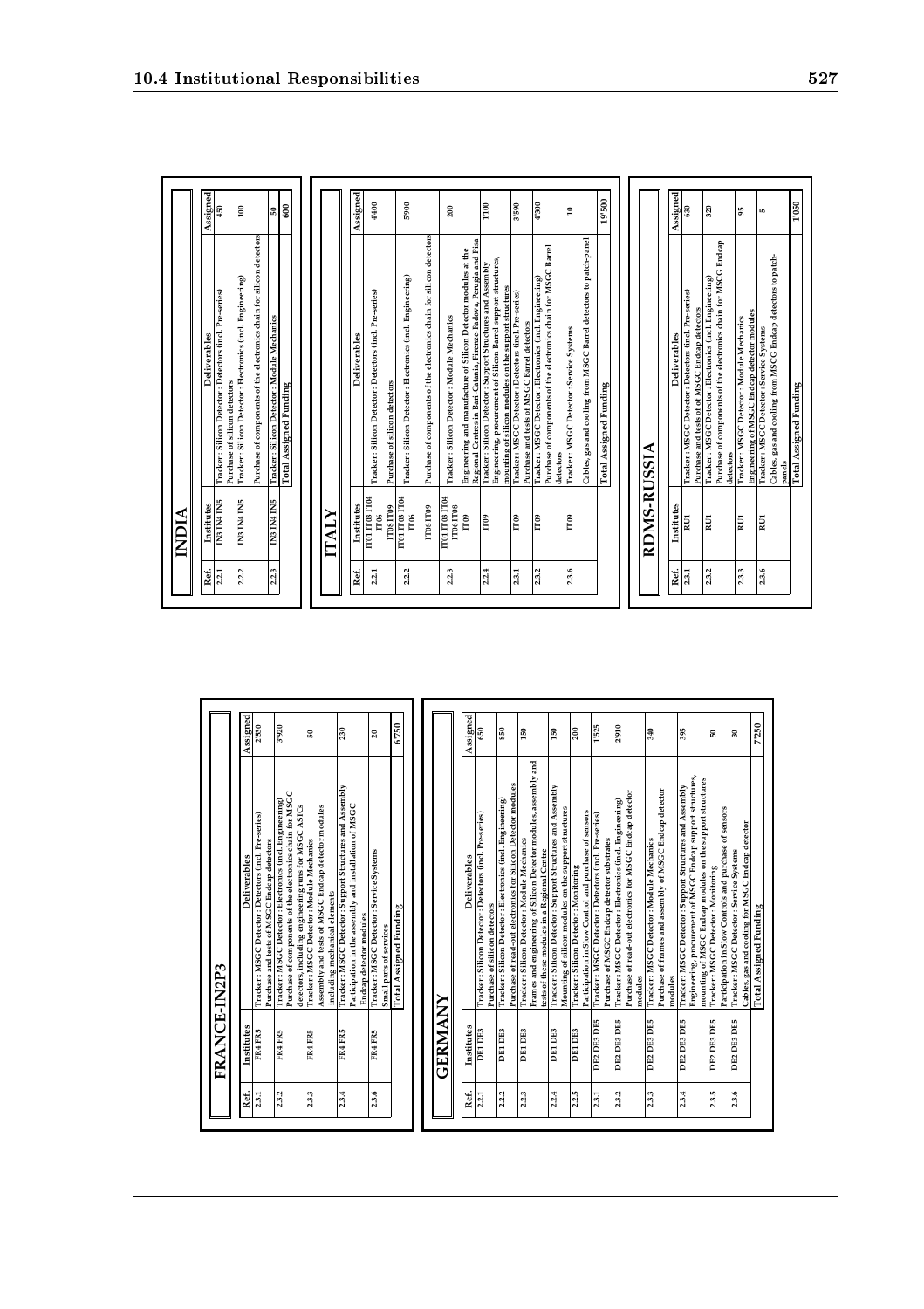## FRANCE-IN2P3

| Ref. | Institutes | Deliverables | Assigned |
|---|---|---|---|
| 2.3.1 | FR4 FR5 | Tracker : MSGC Detector : Detectors (incl. Pre-series)<br>Purchase and tests of MSGC Endcap detectors | 2'530 |
| 2.3.2 | FR4 FR5 | Tracker : MSGC Detector : Electronics (incl. Engineering)<br>Purchase of components of the electronics chain for MSGC detectors, including engineering runs for MSGC ASICs | 3'920 |
| 2.3.3 | FR4 FR5 | Tracker : MSGC Detector : Module Mechanics<br>Assembly and tests of MSGC Endcap detector modules including mechanical elements | 50 |
| 2.3.4 | FR4 FR5 | Tracker : MSGC Detector : Support Structures and Assembly<br>Participation in the assembly and installation of MSGC Endcap detector modules | 230 |
| 2.3.6 | FR4 FR5 | Tracker : MSGC Detector : Service Systems<br>Small parts of services | 20 |
| | | **Total Assigned Funding** | **6'750** |

## GERMANY

| Ref. | Institutes | Deliverables | Assigned |
|---|---|---|---|
| 2.2.1 | DE1 DE3 | Tracker : Silicon Detector : Detectors (incl. Pre-series)<br>Purchase of silicon detectors | 650 |
| 2.2.2 | DE1 DE3 | Tracker : Silicon Detector : Electronics (incl. Engineering)<br>Purchase of read-out electronics for Silicon Detector modules | 850 |
| 2.2.3 | DE1 DE3 | Tracker : Silicon Detector : Module Mechanics<br>Frames and engineering of Silicon Detector modules, assembly and tests of these modules in a Regional Centre | 150 |
| 2.2.4 | DE1 DE3 | Tracker : Silicon Detector : Support Structures and Assembly<br>Mounting of silicon modules on the support structures | 150 |
| 2.2.5 | DE1 DE3 | Tracker : Silicon Detector : Monitoring<br>Participation in Slow Control and purchase of sensors | 200 |
| 2.3.1 | DE2 DE3 DE5 | Tracker : MSGC Detector : Detectors (incl. Pre-series)<br>Purchase of MSGC Endcap detector substrates | 1'525 |
| 2.3.2 | DE2 DE3 DE5 | Tracker : MSGC Detector : Electronics (incl. Engineering)<br>Purchase of read-out electronics for MSGC Endcap detector modules | 2'910 |
| 2.3.3 | DE2 DE3 DE5 | Tracker : MSGC Detector : Module Mechanics<br>Purchase of frames and assembly of MSGC Endcap detector modules | 340 |
| 2.3.4 | DE2 DE3 DE5 | Tracker : MSGC Detector : Support Structures and Assembly<br>Engineering, procurement of MSGC Endcap support structures, mounting of MSGC Endcap modules on the support structures | 395 |
| 2.3.5 | DE2 DE3 DE5 | Tracker : MSGC Detector : Monitoring<br>Participation in Slow Controls and purchase of sensors | 50 |
| 2.3.6 | DE2 DE3 DE5 | Tracker : MSGC Detector : Service Systems<br>Cables, gas and cooling for MSGC Endcap detector | 30 |
| | | **Total Assigned Funding** | **7'250** |

## INDIA

| Ref. | Institutes | Deliverables | Assigned |
|---|---|---|---|
| 2.2.1 | IN3 IN4 IN5 | Tracker : Silicon Detector : Detectors (incl. Pre-series)<br>Purchase of silicon detectors | 450 |
| 2.2.2 | IN3 IN4 IN5 | Tracker : Silicon Detector : Electronics (incl. Engineering)<br>Purchase of components of the electronics chain for silicon detectors | 100 |
| 2.2.3 | IN3 IN4 IN5 | Tracker : Silicon Detector : Module Mechanics | 50 |
| | | **Total Assigned Funding** | **600** |

## ITALY

| Ref. | Institutes | Deliverables | Assigned |
|---|---|---|---|
| 2.2.1 | IT01 IT03 IT04 IT06 IT08 IT09 | Tracker : Silicon Detector : Detectors (incl. Pre-series)<br>Purchase of silicon detectors | 4'400 |
| 2.2.2 | IT01 IT03 IT04 IT06 IT08 IT09 | Tracker : Silicon Detector : Electronics (incl. Engineering)<br>Purchase of components of the electronics chain for silicon detectors | 5'900 |
| 2.2.3 | IT01 IT03 IT04 IT06 IT08 IT09 | Tracker : Silicon Detector : Module Mechanics<br>Engineering and manufacture of Silicon Detector modules at the Regional Centres in Bari-Catania, Firenze-Padova, Perugia and Pisa | 200 |
| 2.2.4 | IT09 | Tracker : Silicon Detector : Support Structures and Assembly<br>Engineering, procurement of Silicon Barrel support structures, mounting of silicon modules on the support structures | 1'100 |
| 2.3.1 | IT09 | Tracker : MSGC Detector : Detectors (incl. Pre-series)<br>Purchase and tests of MSGC Barrel detectors | 3'590 |
| 2.3.2 | IT09 | Tracker : MSGC Detector : Electronics (incl. Engineering)<br>Purchase of components of the electronics chain for MSGC Barrel detectors | 4'300 |
| 2.3.6 | IT09 | Tracker : MSGC Detector : Service Systems<br>Cables, gas and cooling from MSGC Barrel detectors to patch-panel | 10 |
| | | **Total Assigned Funding** | **19'500** |

## RDMS-RUSSIA

| Ref. | Institutes | Deliverables | Assigned |
|---|---|---|---|
| 2.3.1 | RU1 | Tracker : MSGC Detector : Detectors (incl. Pre-series)<br>Purchase and tests of MSGC Endcap detectors | 630 |
| 2.3.2 | RU1 | Tracker : MSGC Detector : Electronics (incl. Engineering)<br>Purchase of components of the electronics chain for MSGC Endcap detectors | 320 |
| 2.3.3 | RU1 | Tracker : MSGC Detector : Module Mechanics<br>Engineering of MSGC Endcap detector modules | 95 |
| 2.3.6 | RU1 | Tracker : MSGC Detector : Service Systems<br>Cables, gas and cooling from MSCG Endcap detectors to patch-panels | 5 |
| | | **Total Assigned Funding** | **1'050** |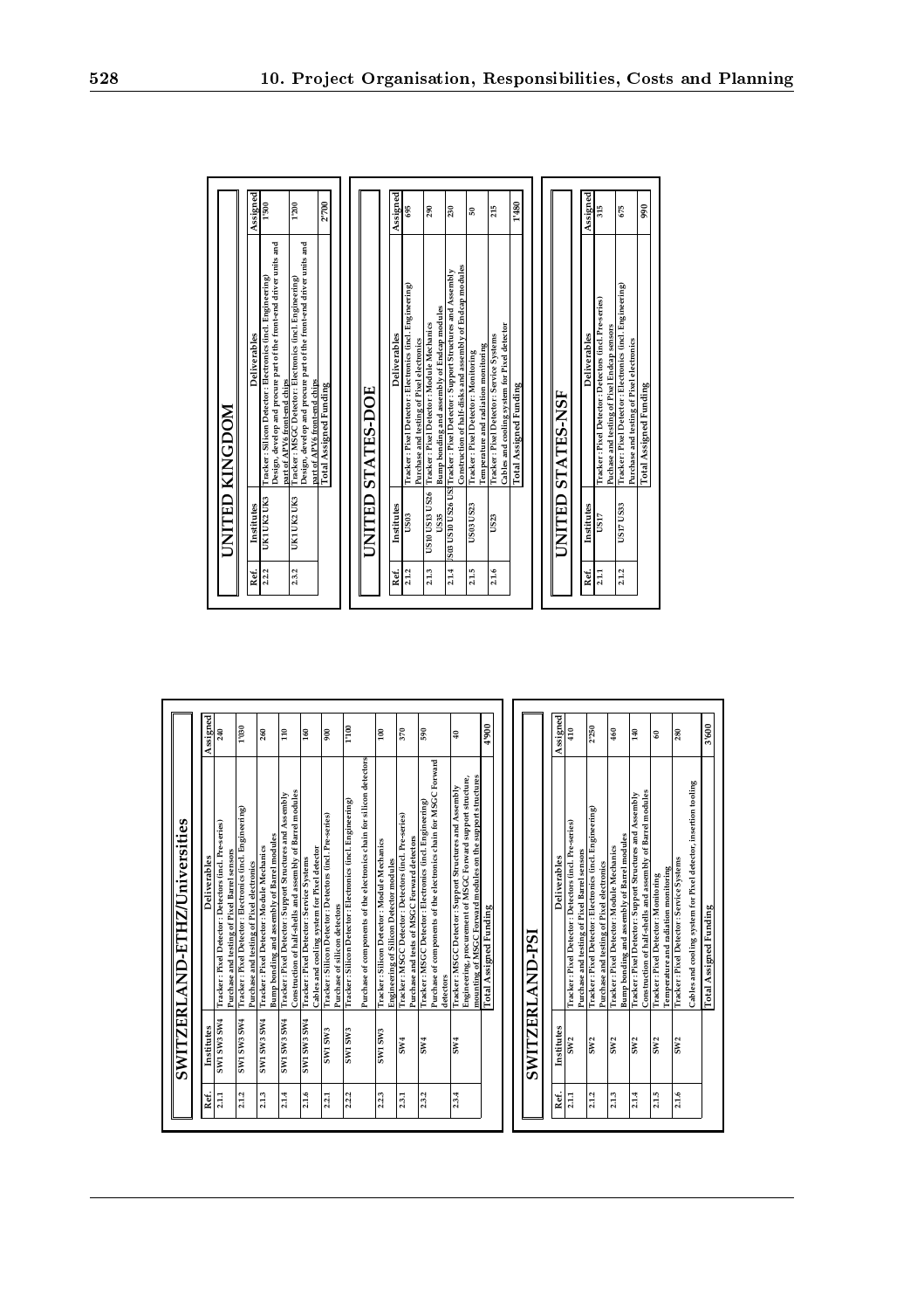## SWITZERLAND-ETHZ/Universities

| Ref. | Institutes | Deliverables | Assigned |
|---|---|---|---|
| 2.1.1 | SW1 SW3 SW4 | Tracker : Pixel Detector : Detectors (incl. Pre-series)<br>Purchase and testing of Pixel Barrel sensors | 240 |
| 2.1.2 | SW1 SW3 SW4 | Tracker : Pixel Detector : Electronics (incl. Engineering)<br>Purchase and testing of Pixel electronics | 1'030 |
| 2.1.3 | SW1 SW3 SW4 | Tracker : Pixel Detector : Module Mechanics<br>Bump bonding and assembly of Barrel modules | 260 |
| 2.1.4 | SW1 SW3 SW4 | Tracker : Pixel Detector : Support Structures and Assembly<br>Construction of half-shells and assembly of Barrel modules | 110 |
| 2.1.6 | SW1 SW3 SW4 | Tracker : Pixel Detector : Service Systems<br>Cables and cooling system for Pixel detector | 160 |
| 2.2.1 | SW1 SW3 | Tracker : Silicon Detector : Detectors (incl. Pre-series)<br>Purchase of silicon detectors | 900 |
| 2.2.2 | SW1 SW3 | Tracker : Silicon Detector : Electronics (incl. Engineering)<br>Purchase of components of the electronics chain for silicon detectors | 1'100 |
| 2.2.3 | SW1 SW3 | Tracker : Silicon Detector : Module Mechanics<br>Engineering of Silicon Detector modules | 100 |
| 2.3.1 | SW4 | Tracker : MSGC Detector : Detectors (incl. Pre-series)<br>Purchase and tests of MSGC Forward detectors | 370 |
| 2.3.2 | SW4 | Tracker : MSGC Detector : Electronics (incl. Engineering)<br>Purchase of components of the electronics chain for MSGC Forward detectors | 590 |
| 2.3.4 | SW4 | Tracker : MSGC Detector : Support Structures and Assembly<br>Engineering, procurement of MSGC Forward support structure, mounting of MSGC Forward modules on the support structures | 40 |
| | | Total Assigned Funding | 4'900 |

## SWITZERLAND-PSI

| Ref. | Institutes | Deliverables | Assigned |
|---|---|---|---|
| 2.1.1 | SW2 | Tracker : Pixel Detector : Detectors (incl. Pre-series)<br>Purchase and testing of Pixel Barrel sensors | 410 |
| 2.1.2 | SW2 | Tracker : Pixel Detector : Electronics (incl. Engineering)<br>Purchase and testing of Pixel electronics | 2'250 |
| 2.1.3 | SW2 | Tracker : Pixel Detector : Module Mechanics<br>Bump bonding and assembly of Barrel modules | 460 |
| 2.1.4 | SW2 | Tracker : Pixel Detector : Support Structures and Assembly<br>Construction of half-shells and assembly of Barrel modules | 140 |
| 2.1.5 | SW2 | Tracker : Pixel Detector : Monitoring<br>Temperature and radiation monitoring | 60 |
| 2.1.6 | SW2 | Tracker : Pixel Detector : Service Systems<br>Cables and cooling system for Pixel detector, insertion tooling | 280 |
| | | Total Assigned Funding | 3'600 |

## UNITED KINGDOM

| Ref. | Institutes | Deliverables | Assigned |
|---|---|---|---|
| 2.2.2 | UK1 UK2 UK3 | Tracker : Silicon Detector : Electronics (incl. Engineering)<br>Design, develop and procure part of the front-end driver units and part of APV6 front-end chips | 1'500 |
| 2.3.2 | UK1 UK2 UK3 | Tracker : MSGC Detector : Electronics (incl. Engineering)<br>Design, develop and procure part of the front-end driver units and part of APV6 front-end chips | 1'200 |
| | | Total Assigned Funding | 2'700 |

## UNITED STATES-DOE

| Ref. | Institutes | Deliverables | Assigned |
|---|---|---|---|
| 2.1.2 | US03 | Tracker : Pixel Detector : Electronics (incl. Engineering)<br>Purchase and testing of Pixel electronics | 695 |
| 2.1.3 | US10 US13 US26 US35 | Tracker : Pixel Detector : Module Mechanics<br>Bump bonding and assembly of Endcap modules | 290 |
| 2.1.4 | US08 US10 US26 US35 | Tracker : Pixel Detector : Support Structures and Assembly<br>Construction of half-disks and assembly of Endcap modules | 230 |
| 2.1.5 | US03 US23 | Tracker : Pixel Detector : Monitoring<br>Temperature and radiation monitoring | 50 |
| 2.1.6 | US23 | Tracker : Pixel Detector : Service Systems<br>Cables and cooling system for Pixel detector | 215 |
| | | Total Assigned Funding | 1'480 |

## UNITED STATES-NSF

| Ref. | Institutes | Deliverables | Assigned |
|---|---|---|---|
| 2.1.1 | US17 | Tracker : Pixel Detector : Detectors (incl. Pre-series)<br>Purchase and testing of Pixel Endcap sensors | 315 |
| 2.1.2 | US17 US33 | Tracker : Pixel Detector : Electronics (incl. Engineering)<br>Purchase and testing of Pixel electronics | 675 |
| | | Total Assigned Funding | 990 |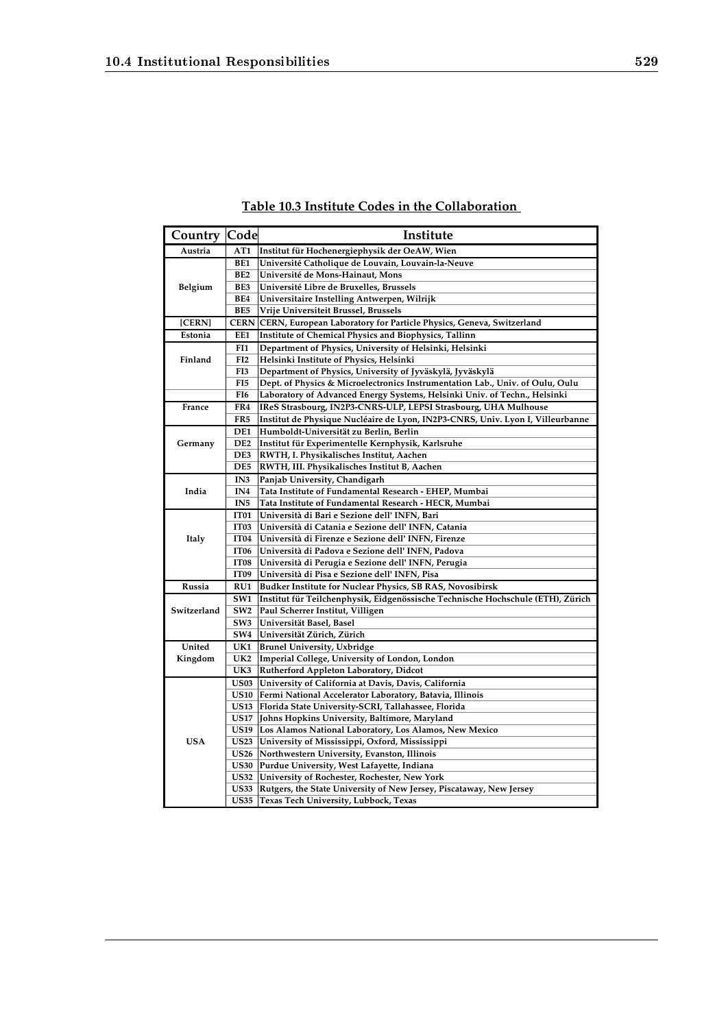**Table 10.3 Institute Codes in the Collaboration**

| Country | Code | Institute |
|---|---|---|
| Austria | AT1 | Institut für Hochenergiephysik der OeAW, Wien |
| Belgium | BE1 | Université Catholique de Louvain, Louvain-la-Neuve |
| | BE2 | Université de Mons-Hainaut, Mons |
| | BE3 | Université Libre de Bruxelles, Brussels |
| | BE4 | Universitaire Instelling Antwerpen, Wilrijk |
| | BE5 | Vrije Universiteit Brussel, Brussels |
| [CERN] | CERN | CERN, European Laboratory for Particle Physics, Geneva, Switzerland |
| Estonia | EE1 | Institute of Chemical Physics and Biophysics, Tallinn |
| Finland | FI1 | Department of Physics, University of Helsinki, Helsinki |
| | FI2 | Helsinki Institute of Physics, Helsinki |
| | FI3 | Department of Physics, University of Jyväskylä, Jyväskylä |
| | FI5 | Dept. of Physics & Microelectronics Instrumentation Lab., Univ. of Oulu, Oulu |
| | FI6 | Laboratory of Advanced Energy Systems, Helsinki Univ. of Techn., Helsinki |
| France | FR4 | IReS Strasbourg, IN2P3-CNRS-ULP, LEPSI Strasbourg, UHA Mulhouse |
| | FR5 | Institut de Physique Nucléaire de Lyon, IN2P3-CNRS, Univ. Lyon I, Villeurbanne |
| Germany | DE1 | Humboldt-Universität zu Berlin, Berlin |
| | DE2 | Institut für Experimentelle Kernphysik, Karlsruhe |
| | DE3 | RWTH, I. Physikalisches Institut, Aachen |
| | DE5 | RWTH, III. Physikalisches Institut B, Aachen |
| India | IN3 | Panjab University, Chandigarh |
| | IN4 | Tata Institute of Fundamental Research - EHEP, Mumbai |
| | IN5 | Tata Institute of Fundamental Research - HECR, Mumbai |
| Italy | IT01 | Università di Bari e Sezione dell' INFN, Bari |
| | IT03 | Università di Catania e Sezione dell' INFN, Catania |
| | IT04 | Università di Firenze e Sezione dell' INFN, Firenze |
| | IT06 | Università di Padova e Sezione dell' INFN, Padova |
| | IT08 | Università di Perugia e Sezione dell' INFN, Perugia |
| | IT09 | Università di Pisa e Sezione dell' INFN, Pisa |
| Russia | RU1 | Budker Institute for Nuclear Physics, SB RAS, Novosibirsk |
| Switzerland | SW1 | Institut für Teilchenphysik, Eidgenössische Technische Hochschule (ETH), Zürich |
| | SW2 | Paul Scherrer Institut, Villigen |
| | SW3 | Universität Basel, Basel |
| | SW4 | Universität Zürich, Zürich |
| United Kingdom | UK1 | Brunel University, Uxbridge |
| | UK2 | Imperial College, University of London, London |
| | UK3 | Rutherford Appleton Laboratory, Didcot |
| USA | US03 | University of California at Davis, Davis, California |
| | US10 | Fermi National Accelerator Laboratory, Batavia, Illinois |
| | US13 | Florida State University-SCRI, Tallahassee, Florida |
| | US17 | Johns Hopkins University, Baltimore, Maryland |
| | US19 | Los Alamos National Laboratory, Los Alamos, New Mexico |
| | US23 | University of Mississippi, Oxford, Mississippi |
| | US26 | Northwestern University, Evanston, Illinois |
| | US30 | Purdue University, West Lafayette, Indiana |
| | US32 | University of Rochester, Rochester, New York |
| | US33 | Rutgers, the State University of New Jersey, Piscataway, New Jersey |
| | US35 | Texas Tech University, Lubbock, Texas |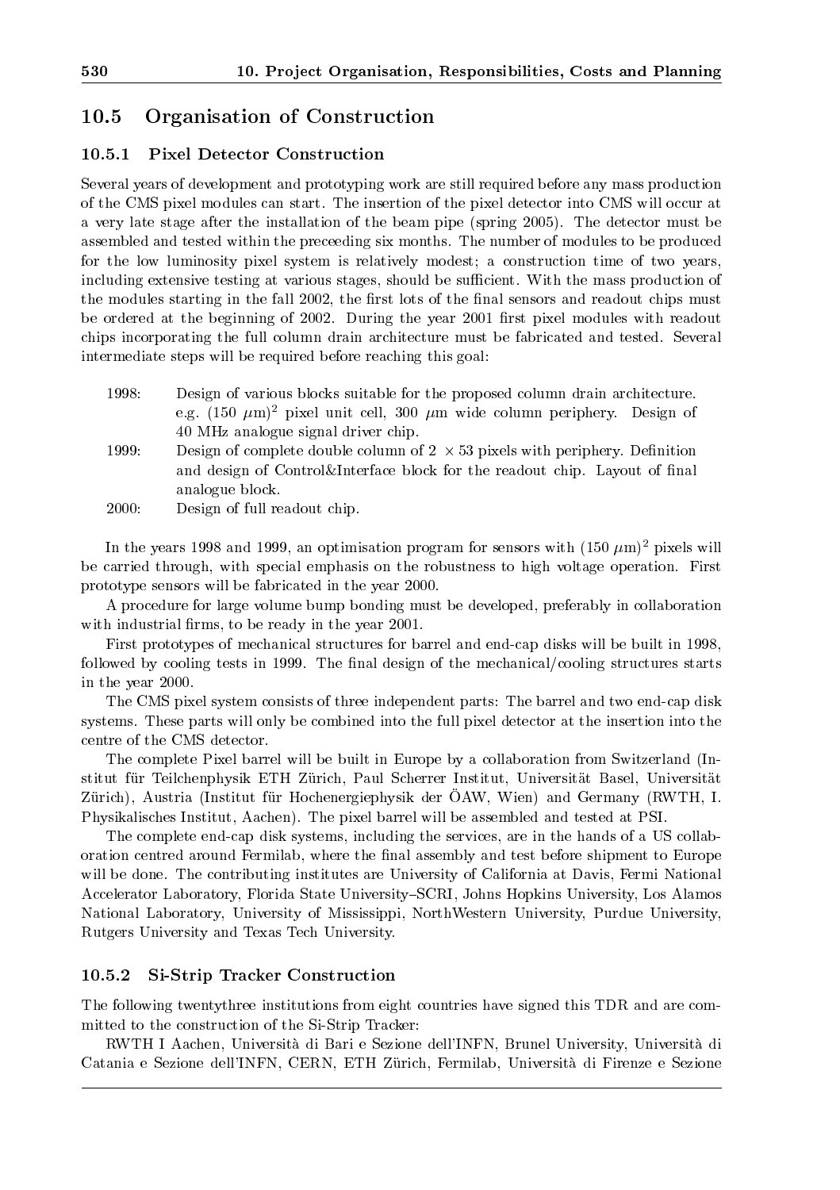## 10.5 Organisation of Construction

### 10.5.1 Pixel Detector Construction

Several years of development and prototyping work are still required before any mass production of the CMS pixel modules can start. The insertion of the pixel detector into CMS will occur at a very late stage after the installation of the beam pipe (spring 2005). The detector must be assembled and tested within the preceeding six months. The number of modules to be produced for the low luminosity pixel system is relatively modest; a construction time of two years, including extensive testing at various stages, should be sufficient. With the mass production of the modules starting in the fall 2002, the first lots of the final sensors and readout chips must be ordered at the beginning of 2002. During the year 2001 first pixel modules with readout chips incorporating the full column drain architecture must be fabricated and tested. Several intermediate steps will be required before reaching this goal:

- 1998: Design of various blocks suitable for the proposed column drain architecture. e.g. $(150\ \mu\mathrm{m})^2$ pixel unit cell, 300 $\mu$m wide column periphery. Design of 40 MHz analogue signal driver chip.
- 1999: Design of complete double column of $2 \times 53$ pixels with periphery. Definition and design of Control&Interface block for the readout chip. Layout of final analogue block.
- 2000: Design of full readout chip.

In the years 1998 and 1999, an optimisation program for sensors with $(150\ \mu\mathrm{m})^2$ pixels will be carried through, with special emphasis on the robustness to high voltage operation. First prototype sensors will be fabricated in the year 2000.

A procedure for large volume bump bonding must be developed, preferably in collaboration with industrial firms, to be ready in the year 2001.

First prototypes of mechanical structures for barrel and end-cap disks will be built in 1998, followed by cooling tests in 1999. The final design of the mechanical/cooling structures starts in the year 2000.

The CMS pixel system consists of three independent parts: The barrel and two end-cap disk systems. These parts will only be combined into the full pixel detector at the insertion into the centre of the CMS detector.

The complete Pixel barrel will be built in Europe by a collaboration from Switzerland (Institut für Teilchenphysik ETH Zürich, Paul Scherrer Institut, Universität Basel, Universität Zürich), Austria (Institut für Hochenergiephysik der ÖAW, Wien) and Germany (RWTH, I. Physikalisches Institut, Aachen). The pixel barrel will be assembled and tested at PSI.

The complete end-cap disk systems, including the services, are in the hands of a US collaboration centred around Fermilab, where the final assembly and test before shipment to Europe will be done. The contributing institutes are University of California at Davis, Fermi National Accelerator Laboratory, Florida State University–SCRI, Johns Hopkins University, Los Alamos National Laboratory, University of Mississippi, NorthWestern University, Purdue University, Rutgers University and Texas Tech University.

### 10.5.2 Si-Strip Tracker Construction

The following twentythree institutions from eight countries have signed this TDR and are committed to the construction of the Si-Strip Tracker:

RWTH I Aachen, Università di Bari e Sezione dell'INFN, Brunel University, Università di Catania e Sezione dell'INFN, CERN, ETH Zürich, Fermilab, Università di Firenze e Sezione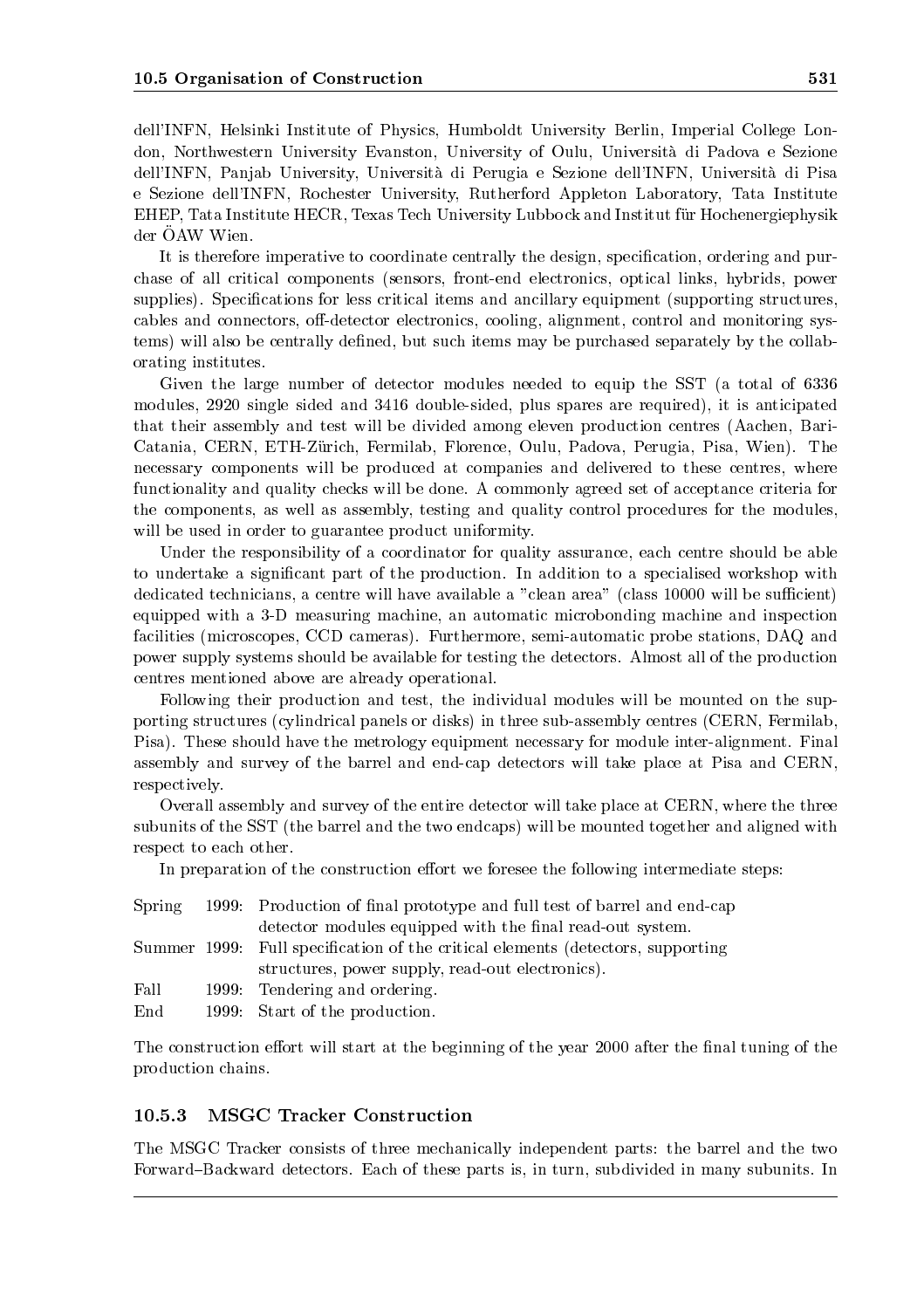dell'INFN, Helsinki Institute of Physics, Humboldt University Berlin, Imperial College London, Northwestern University Evanston, University of Oulu, Università di Padova e Sezione dell'INFN, Panjab University, Università di Perugia e Sezione dell'INFN, Università di Pisa e Sezione dell'INFN, Rochester University, Rutherford Appleton Laboratory, Tata Institute EHEP, Tata Institute HECR, Texas Tech University Lubbock and Institut für Hochenergiephysik der ÖAW Wien.

It is therefore imperative to coordinate centrally the design, specification, ordering and purchase of all critical components (sensors, front-end electronics, optical links, hybrids, power supplies). Specifications for less critical items and ancillary equipment (supporting structures, cables and connectors, off-detector electronics, cooling, alignment, control and monitoring systems) will also be centrally defined, but such items may be purchased separately by the collaborating institutes.

Given the large number of detector modules needed to equip the SST (a total of 6336 modules, 2920 single sided and 3416 double-sided, plus spares are required), it is anticipated that their assembly and test will be divided among eleven production centres (Aachen, Bari-Catania, CERN, ETH-Zürich, Fermilab, Florence, Oulu, Padova, Perugia, Pisa, Wien). The necessary components will be produced at companies and delivered to these centres, where functionality and quality checks will be done. A commonly agreed set of acceptance criteria for the components, as well as assembly, testing and quality control procedures for the modules, will be used in order to guarantee product uniformity.

Under the responsibility of a coordinator for quality assurance, each centre should be able to undertake a significant part of the production. In addition to a specialised workshop with dedicated technicians, a centre will have available a "clean area" (class 10000 will be sufficient) equipped with a 3-D measuring machine, an automatic microbonding machine and inspection facilities (microscopes, CCD cameras). Furthermore, semi-automatic probe stations, DAQ and power supply systems should be available for testing the detectors. Almost all of the production centres mentioned above are already operational.

Following their production and test, the individual modules will be mounted on the supporting structures (cylindrical panels or disks) in three sub-assembly centres (CERN, Fermilab, Pisa). These should have the metrology equipment necessary for module inter-alignment. Final assembly and survey of the barrel and end-cap detectors will take place at Pisa and CERN, respectively.

Overall assembly and survey of the entire detector will take place at CERN, where the three subunits of the SST (the barrel and the two endcaps) will be mounted together and aligned with respect to each other.

In preparation of the construction effort we foresee the following intermediate steps:

| | | |
|---|---|---|
| Spring | 1999: | Production of final prototype and full test of barrel and end-cap detector modules equipped with the final read-out system. |
| Summer | 1999: | Full specification of the critical elements (detectors, supporting structures, power supply, read-out electronics). |
| Fall | 1999: | Tendering and ordering. |
| End | 1999: | Start of the production. |

The construction effort will start at the beginning of the year 2000 after the final tuning of the production chains.

### 10.5.3 MSGC Tracker Construction

The MSGC Tracker consists of three mechanically independent parts: the barrel and the two Forward–Backward detectors. Each of these parts is, in turn, subdivided in many subunits. In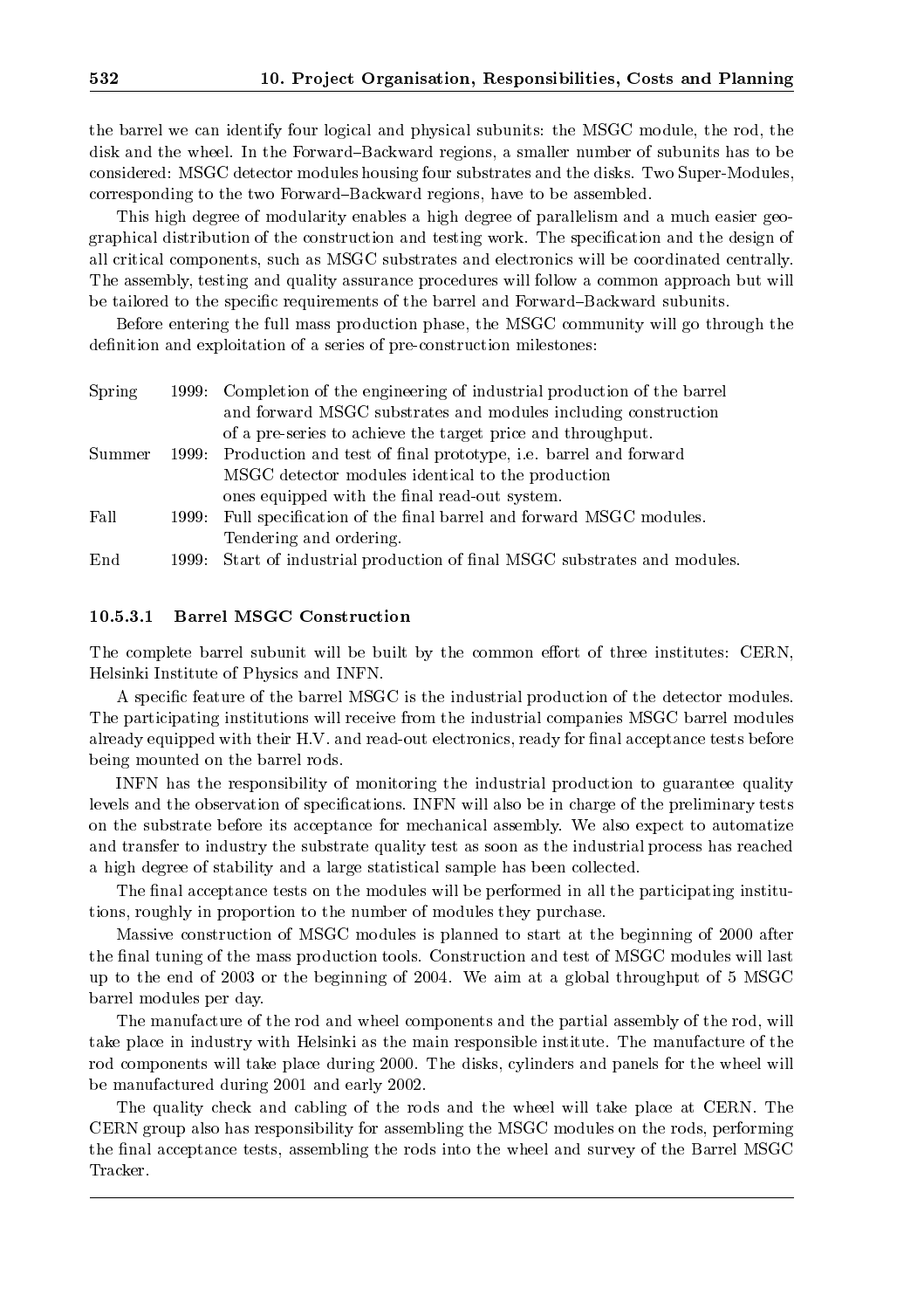the barrel we can identify four logical and physical subunits: the MSGC module, the rod, the disk and the wheel. In the Forward–Backward regions, a smaller number of subunits has to be considered: MSGC detector modules housing four substrates and the disks. Two Super-Modules, corresponding to the two Forward–Backward regions, have to be assembled.

This high degree of modularity enables a high degree of parallelism and a much easier geographical distribution of the construction and testing work. The specification and the design of all critical components, such as MSGC substrates and electronics will be coordinated centrally. The assembly, testing and quality assurance procedures will follow a common approach but will be tailored to the specific requirements of the barrel and Forward–Backward subunits.

Before entering the full mass production phase, the MSGC community will go through the definition and exploitation of a series of pre-construction milestones:

| | | |
|---|---|---|
| Spring | 1999: | Completion of the engineering of industrial production of the barrel and forward MSGC substrates and modules including construction of a pre-series to achieve the target price and throughput. |
| Summer | 1999: | Production and test of final prototype, i.e. barrel and forward MSGC detector modules identical to the production ones equipped with the final read-out system. |
| Fall | 1999: | Full specification of the final barrel and forward MSGC modules. Tendering and ordering. |
| End | 1999: | Start of industrial production of final MSGC substrates and modules. |

#### 10.5.3.1 Barrel MSGC Construction

The complete barrel subunit will be built by the common effort of three institutes: CERN, Helsinki Institute of Physics and INFN.

A specific feature of the barrel MSGC is the industrial production of the detector modules. The participating institutions will receive from the industrial companies MSGC barrel modules already equipped with their H.V. and read-out electronics, ready for final acceptance tests before being mounted on the barrel rods.

INFN has the responsibility of monitoring the industrial production to guarantee quality levels and the observation of specifications. INFN will also be in charge of the preliminary tests on the substrate before its acceptance for mechanical assembly. We also expect to automatize and transfer to industry the substrate quality test as soon as the industrial process has reached a high degree of stability and a large statistical sample has been collected.

The final acceptance tests on the modules will be performed in all the participating institutions, roughly in proportion to the number of modules they purchase.

Massive construction of MSGC modules is planned to start at the beginning of 2000 after the final tuning of the mass production tools. Construction and test of MSGC modules will last up to the end of 2003 or the beginning of 2004. We aim at a global throughput of 5 MSGC barrel modules per day.

The manufacture of the rod and wheel components and the partial assembly of the rod, will take place in industry with Helsinki as the main responsible institute. The manufacture of the rod components will take place during 2000. The disks, cylinders and panels for the wheel will be manufactured during 2001 and early 2002.

The quality check and cabling of the rods and the wheel will take place at CERN. The CERN group also has responsibility for assembling the MSGC modules on the rods, performing the final acceptance tests, assembling the rods into the wheel and survey of the Barrel MSGC Tracker.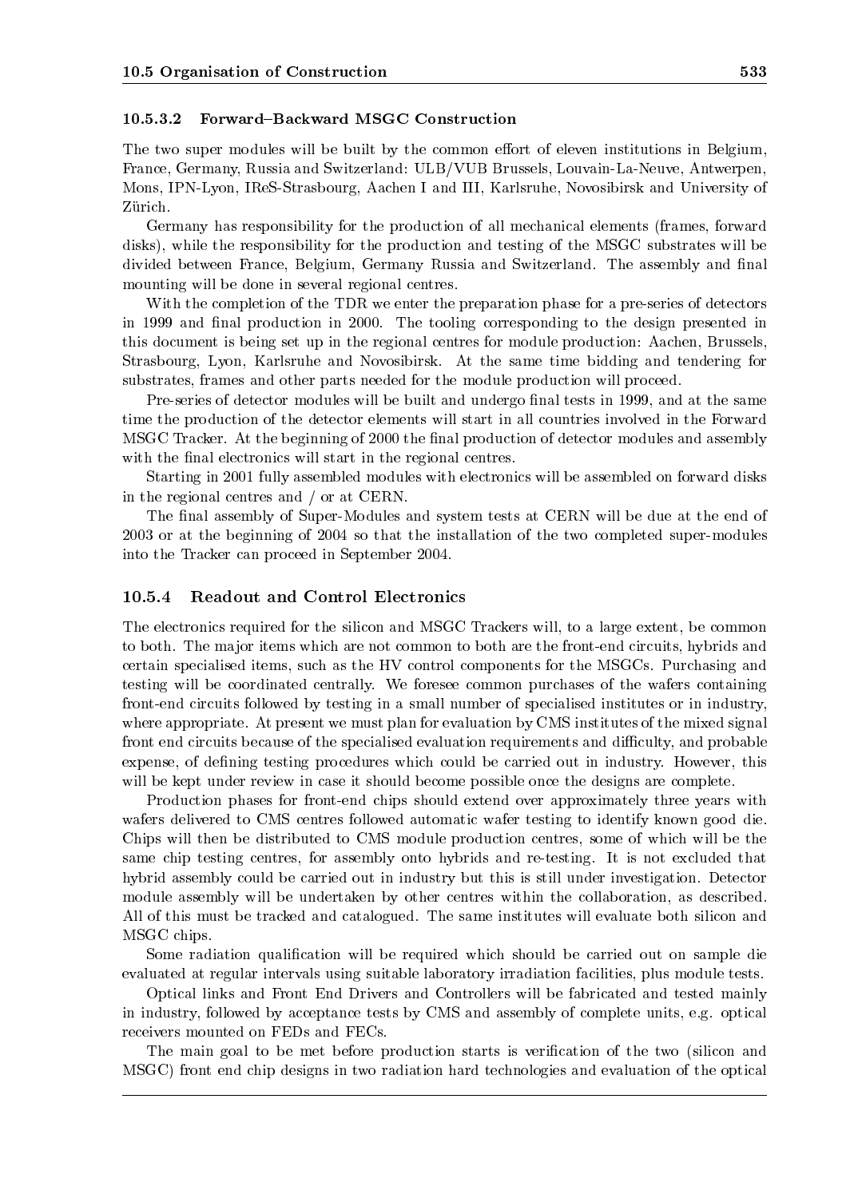#### 10.5.3.2 Forward–Backward MSGC Construction

The two super modules will be built by the common effort of eleven institutions in Belgium, France, Germany, Russia and Switzerland: ULB/VUB Brussels, Louvain-La-Neuve, Antwerpen, Mons, IPN-Lyon, IReS-Strasbourg, Aachen I and III, Karlsruhe, Novosibirsk and University of Zürich.

Germany has responsibility for the production of all mechanical elements (frames, forward disks), while the responsibility for the production and testing of the MSGC substrates will be divided between France, Belgium, Germany Russia and Switzerland. The assembly and final mounting will be done in several regional centres.

With the completion of the TDR we enter the preparation phase for a pre-series of detectors in 1999 and final production in 2000. The tooling corresponding to the design presented in this document is being set up in the regional centres for module production: Aachen, Brussels, Strasbourg, Lyon, Karlsruhe and Novosibirsk. At the same time bidding and tendering for substrates, frames and other parts needed for the module production will proceed.

Pre-series of detector modules will be built and undergo final tests in 1999, and at the same time the production of the detector elements will start in all countries involved in the Forward MSGC Tracker. At the beginning of 2000 the final production of detector modules and assembly with the final electronics will start in the regional centres.

Starting in 2001 fully assembled modules with electronics will be assembled on forward disks in the regional centres and / or at CERN.

The final assembly of Super-Modules and system tests at CERN will be due at the end of 2003 or at the beginning of 2004 so that the installation of the two completed super-modules into the Tracker can proceed in September 2004.

### 10.5.4 Readout and Control Electronics

The electronics required for the silicon and MSGC Trackers will, to a large extent, be common to both. The major items which are not common to both are the front-end circuits, hybrids and certain specialised items, such as the HV control components for the MSGCs. Purchasing and testing will be coordinated centrally. We foresee common purchases of the wafers containing front-end circuits followed by testing in a small number of specialised institutes or in industry, where appropriate. At present we must plan for evaluation by CMS institutes of the mixed signal front end circuits because of the specialised evaluation requirements and difficulty, and probable expense, of defining testing procedures which could be carried out in industry. However, this will be kept under review in case it should become possible once the designs are complete.

Production phases for front-end chips should extend over approximately three years with wafers delivered to CMS centres followed automatic wafer testing to identify known good die. Chips will then be distributed to CMS module production centres, some of which will be the same chip testing centres, for assembly onto hybrids and re-testing. It is not excluded that hybrid assembly could be carried out in industry but this is still under investigation. Detector module assembly will be undertaken by other centres within the collaboration, as described. All of this must be tracked and catalogued. The same institutes will evaluate both silicon and MSGC chips.

Some radiation qualification will be required which should be carried out on sample die evaluated at regular intervals using suitable laboratory irradiation facilities, plus module tests.

Optical links and Front End Drivers and Controllers will be fabricated and tested mainly in industry, followed by acceptance tests by CMS and assembly of complete units, e.g. optical receivers mounted on FEDs and FECs.

The main goal to be met before production starts is verification of the two (silicon and MSGC) front end chip designs in two radiation hard technologies and evaluation of the optical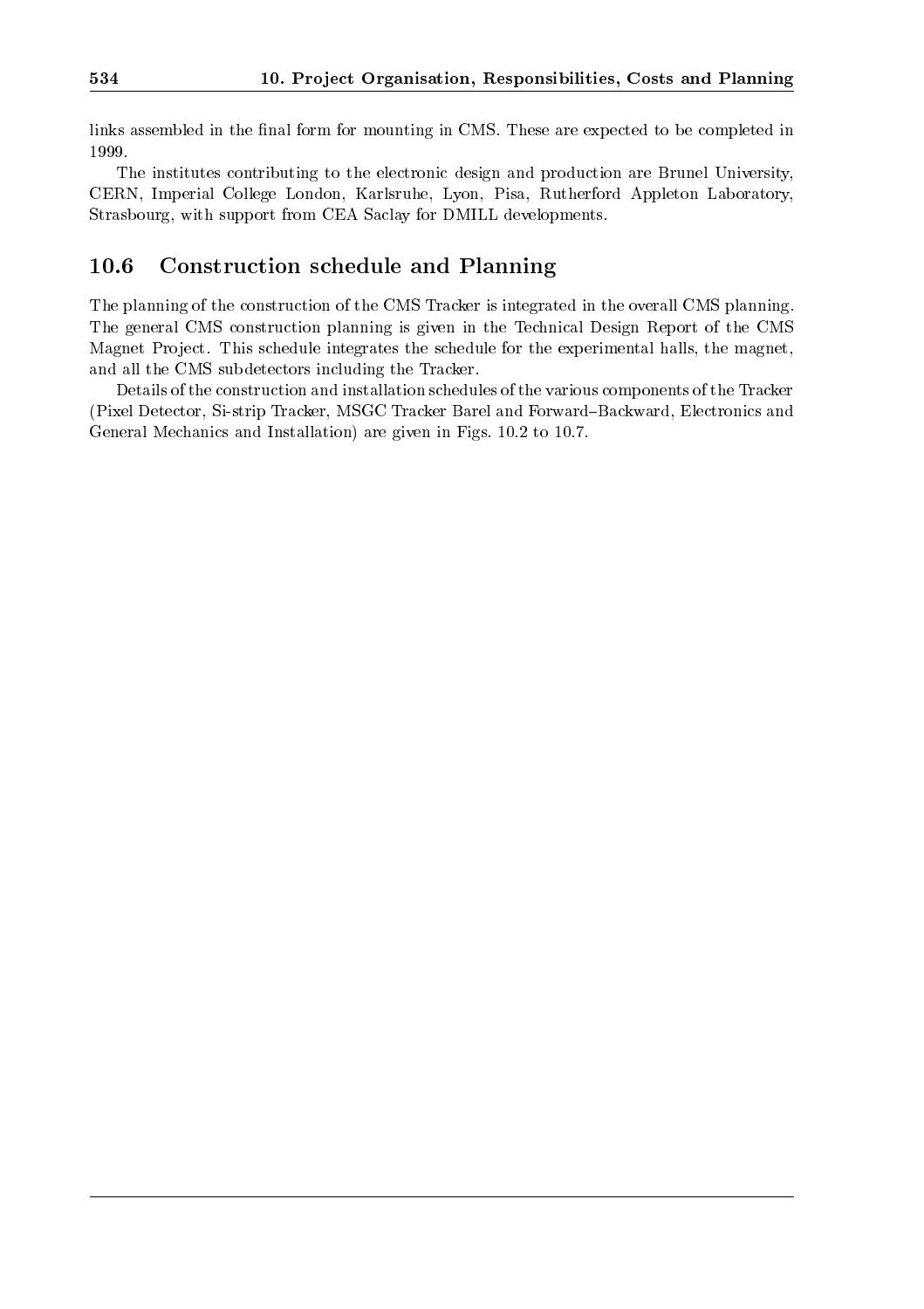links assembled in the final form for mounting in CMS. These are expected to be completed in 1999.

The institutes contributing to the electronic design and production are Brunel University, CERN, Imperial College London, Karlsruhe, Lyon, Pisa, Rutherford Appleton Laboratory, Strasbourg, with support from CEA Saclay for DMILL developments.

## 10.6 Construction schedule and Planning

The planning of the construction of the CMS Tracker is integrated in the overall CMS planning. The general CMS construction planning is given in the Technical Design Report of the CMS Magnet Project. This schedule integrates the schedule for the experimental halls, the magnet, and all the CMS subdetectors including the Tracker.

Details of the construction and installation schedules of the various components of the Tracker (Pixel Detector, Si-strip Tracker, MSGC Tracker Barel and Forward–Backward, Electronics and General Mechanics and Installation) are given in Figs. 10.2 to 10.7.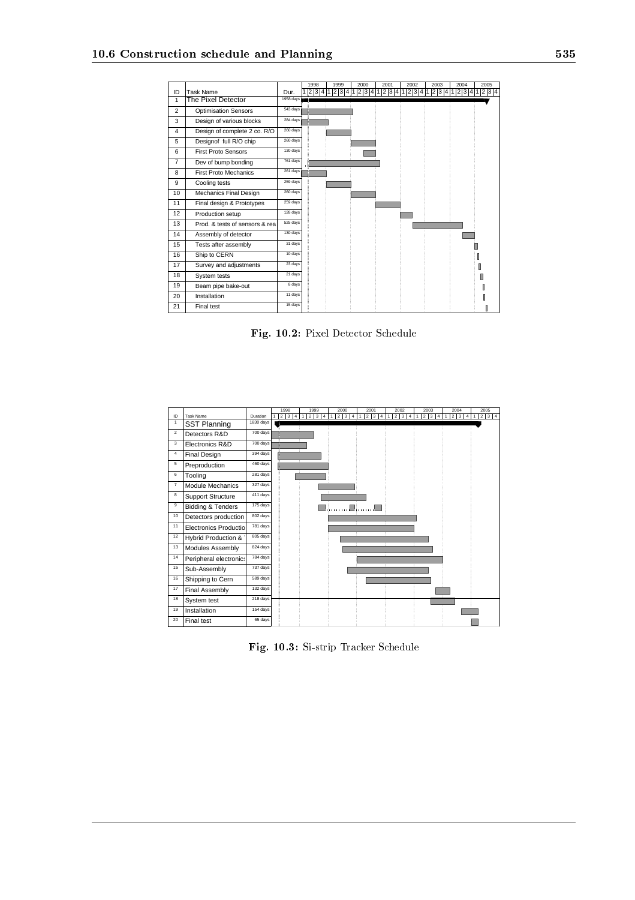| ID | Task Name | Dur. |
|---|---|---|
| 1 | The Pixel Detector | 1958 days |
| 2 | Optimisation Sensors | 543 days |
| 3 | Design of various blocks | 284 days |
| 4 | Design of complete 2 co. R/O | 260 days |
| 5 | Designof full R/O chip | 260 days |
| 6 | First Proto Sensors | 130 days |
| 7 | Dev of bump bonding | 761 days |
| 8 | First Proto Mechanics | 261 days |
| 9 | Cooling tests | 259 days |
| 10 | Mechanics Final Design | 260 days |
| 11 | Final design & Prototypes | 259 days |
| 12 | Production setup | 128 days |
| 13 | Prod. & tests of sensors & rea | 525 days |
| 14 | Assembly of detector | 130 days |
| 15 | Tests after assembly | 31 days |
| 16 | Ship to CERN | 10 days |
| 17 | Survey and adjustments | 23 days |
| 18 | System tests | 21 days |
| 19 | Beam pipe bake-out | 8 days |
| 20 | Installation | 11 days |
| 21 | Final test | 15 days |

**Fig. 10.2:** Pixel Detector Schedule

| ID | Task Name | Duration |
|---|---|---|
| 1 | SST Planning | 1830 days |
| 2 | Detectors R&D | 700 days |
| 3 | Electronics R&D | 700 days |
| 4 | Final Design | 394 days |
| 5 | Preproduction | 460 days |
| 6 | Tooling | 281 days |
| 7 | Module Mechanics | 327 days |
| 8 | Support Structure | 411 days |
| 9 | Bidding & Tenders | 175 days |
| 10 | Detectors production | 802 days |
| 11 | Electronics Productio | 781 days |
| 12 | Hybrid Production & | 805 days |
| 13 | Modules Assembly | 824 days |
| 14 | Peripheral electronics | 784 days |
| 15 | Sub-Assembly | 737 days |
| 16 | Shipping to Cern | 589 days |
| 17 | Final Assembly | 132 days |
| 18 | System test | 218 days |
| 19 | Installation | 154 days |
| 20 | Final test | 65 days |

**Fig. 10.3:** Si-strip Tracker Schedule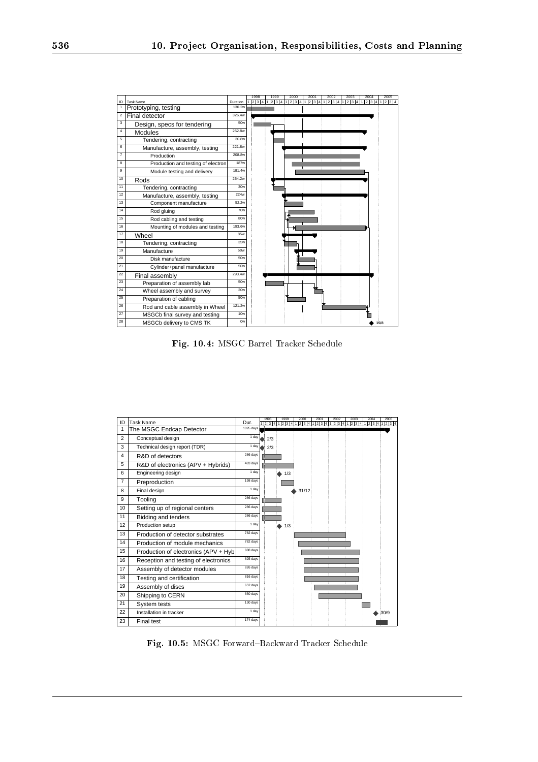| ID | Task Name | Duration |
|---|---|---|
| 1 | Prototyping, testing | 130.2w |
| 2 | Final detector | 326.4w |
| 3 | Design, specs for tendering | 50w |
| 4 | Modules | 252.8w |
| 5 | Tendering, contracting | 30.8w |
| 6 | Manufacture, assembly, testing | 221.8w |
| 7 | Production | 208.8w |
| 8 | Production and testing of electron | 187w |
| 9 | Module testing and delivery | 191.4w |
| 10 | Rods | 254.2w |
| 11 | Tendering, contracting | 30w |
| 12 | Manufacture, assembly, testing | 224w |
| 13 | Component manufacture | 52.2w |
| 14 | Rod gluing | 70w |
| 15 | Rod cabling and testing | 80w |
| 16 | Mounting of modules and testing | 193.6w |
| 17 | Wheel | 85w |
| 18 | Tendering, contracting | 35w |
| 19 | Manufacture | 50w |
| 20 | Disk manufacture | 50w |
| 21 | Cylinder+panel manufacture | 50w |
| 22 | Final assembly | 293.4w |
| 23 | Preparation of assembly lab | 50w |
| 24 | Wheel assembly and survey | 20w |
| 25 | Preparation of cabling | 50w |
| 26 | Rod and cable assembly in Wheel | 121.2w |
| 27 | MSGCb final survey and testing | 10w |
| 28 | MSGCb delivery to CMS TK | 0w |

**Fig. 10.4:** MSGC Barrel Tracker Schedule

| ID | Task Name | Dur. |
|---|---|---|
| 1 | The MSGC Endcap Detector | 1895 days |
| 2 | Conceptual design | 1 day |
| 3 | Technical design report (TDR) | 1 day |
| 4 | R&D of detectors | 286 days |
| 5 | R&D of electronics (APV + Hybrids) | 483 days |
| 6 | Engineering design | 1 day |
| 7 | Preproduction | 198 days |
| 8 | Final design | 1 day |
| 9 | Tooling | 286 days |
| 10 | Setting up of regional centers | 286 days |
| 11 | Bidding and tenders | 286 days |
| 12 | Production setup | 1 day |
| 13 | Production of detector substrates | 782 days |
| 14 | Production of module mechanics | 782 days |
| 15 | Production of electronics (APV + Hyb | 888 days |
| 16 | Reception and testing of electronics | 825 days |
| 17 | Assembly of detector modules | 826 days |
| 18 | Testing and certification | 816 days |
| 19 | Assembly of discs | 652 days |
| 20 | Shipping to CERN | 650 days |
| 21 | System tests | 130 days |
| 22 | Installation in tracker | 1 day |
| 23 | Final test | 174 days |

**Fig. 10.5:** MSGC Forward–Backward Tracker Schedule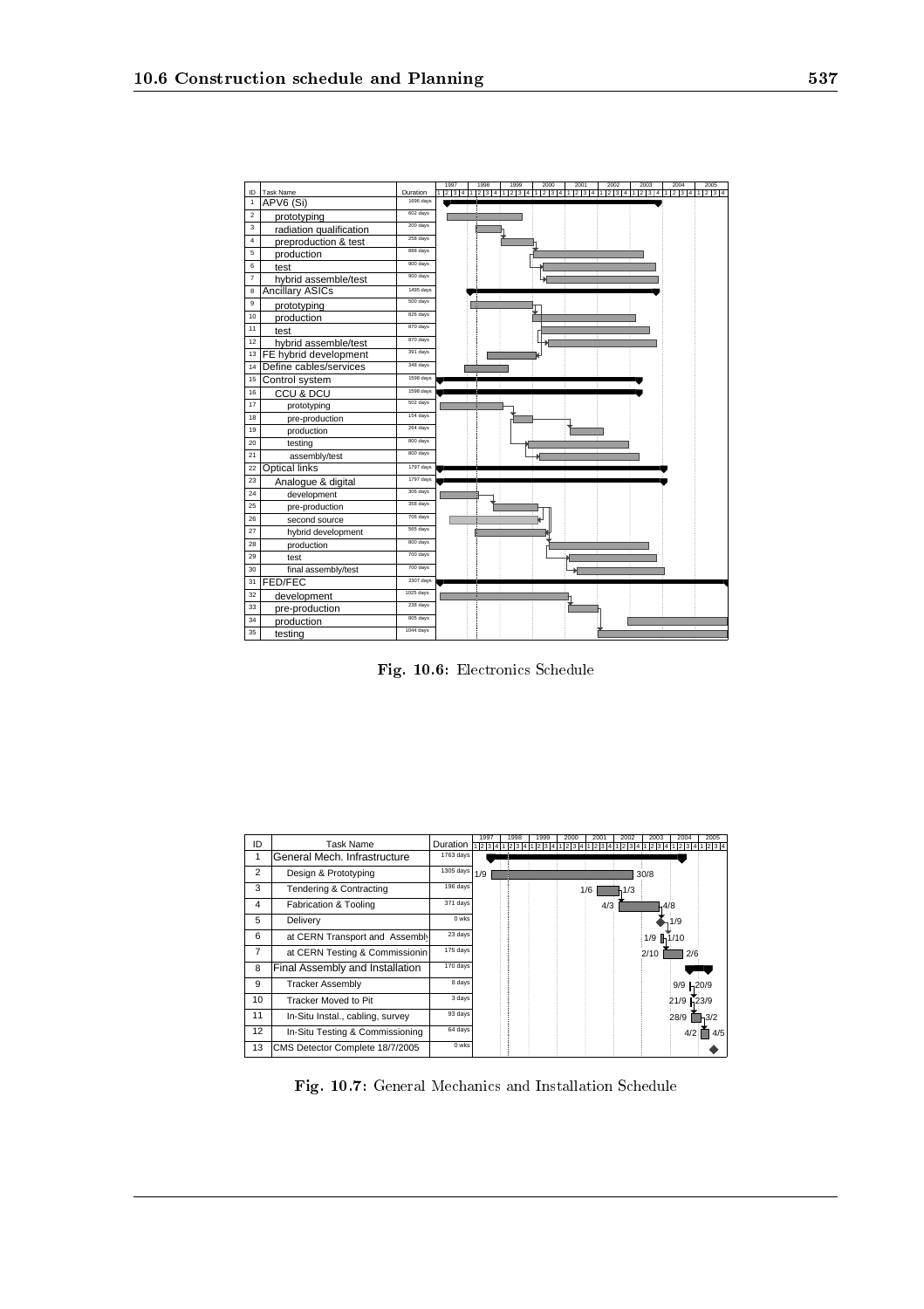1997 1998 1999 2000 2001 2002 2003 2004 2005

| ID | Task Name | Duration |
|---|---|---|
| 1 | APV6 (Si) | 1696 days |
| 2 | prototyping | 602 days |
| 3 | radiation qualification | 200 days |
| 4 | preproduction & test | 258 days |
| 5 | production | 888 days |
| 6 | test | 900 days |
| 7 | hybrid assemble/test | 900 days |
| 8 | Ancillary ASICs | 1495 days |
| 9 | prototyping | 500 days |
| 10 | production | 826 days |
| 11 | test | 870 days |
| 12 | hybrid assemble/test | 870 days |
| 13 | FE hybrid development | 391 days |
| 14 | Define cables/services | 348 days |
| 15 | Control system | 1598 days |
| 16 | CCU & DCU | 1598 days |
| 17 | prototyping | 502 days |
| 18 | pre-production | 154 days |
| 19 | production | 264 days |
| 20 | testing | 800 days |
| 21 | assembly/test | 800 days |
| 22 | Optical links | 1797 days |
| 23 | Analogue & digital | 1797 days |
| 24 | development | 306 days |
| 25 | pre-production | 358 days |
| 26 | second source | 706 days |
| 27 | hybrid development | 565 days |
| 28 | production | 800 days |
| 29 | test | 700 days |
| 30 | final assembly/test | 700 days |
| 31 | FED/FEC | 2307 days |
| 32 | development | 1025 days |
| 33 | pre-production | 238 days |
| 34 | production | 805 days |
| 35 | testing | 1044 days |

**Fig. 10.6**: Electronics Schedule

1997 1998 1999 2000 2001 2002 2003 2004 2005

| ID | Task Name | Duration |
|---|---|---|
| 1 | General Mech. Infrastructure | 1763 days |
| 2 | Design & Prototyping | 1305 days |
| 3 | Tendering & Contracting | 196 days |
| 4 | Fabrication & Tooling | 371 days |
| 5 | Delivery | 0 wks |
| 6 | at CERN Transport and Assembly | 23 days |
| 7 | at CERN Testing & Commissioning | 175 days |
| 8 | Final Assembly and Installation | 170 days |
| 9 | Tracker Assembly | 8 days |
| 10 | Tracker Moved to Pit | 3 days |
| 11 | In-Situ Instal., cabling, survey | 93 days |
| 12 | In-Situ Testing & Commissioning | 64 days |
| 13 | CMS Detector Complete 18/7/2005 | 0 wks |

1/9 30/8
1/6 1/3
4/3 4/8
1/9
1/9 1/10
2/10 2/6
9/9 20/9
21/9 23/9
28/9 3/2
4/2 4/5

**Fig. 10.7**: General Mechanics and Installation Schedule